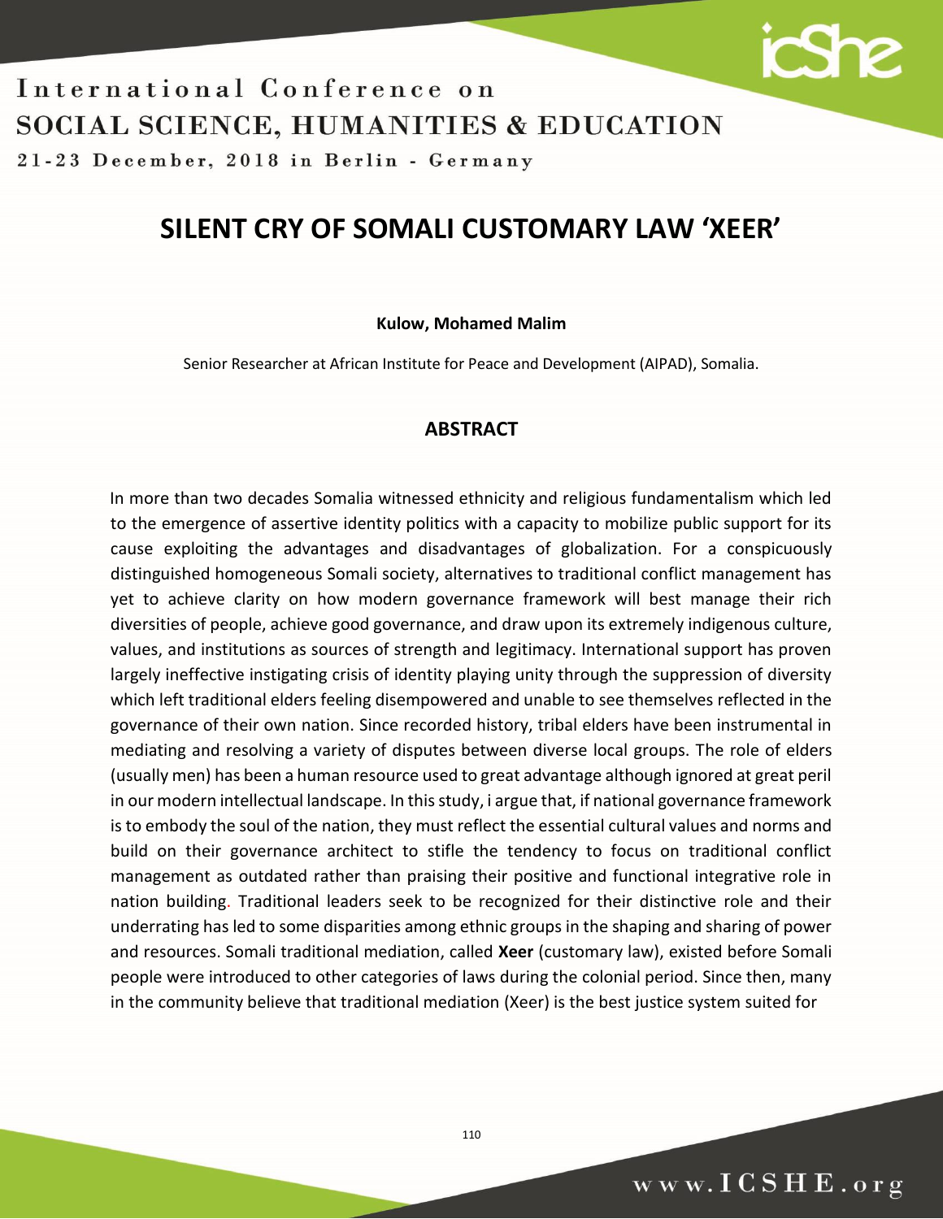# SILENT CRY OF SOMALI CUSTOMARY LAW 'XEER'

**Kulow, Mohamed Malim**

Senior Researcher at African Institute for Peace and Development (AIPAD), Somalia.

## ABSTRACT

In more than two decades Somalia witnessed ethnicity and religious fundamentalism which led to the emergence of assertive identity politics with a capacity to mobilize public support for its cause exploiting the advantages and disadvantages of globalization. For a conspicuously distinguished homogeneous Somali society, alternatives to traditional conflict management has yet to achieve clarity on how modern governance framework will best manage their rich diversities of people, achieve good governance, and draw upon its extremely indigenous culture, values, and institutions as sources of strength and legitimacy. International support has proven largely ineffective instigating crisis of identity playing unity through the suppression of diversity which left traditional elders feeling disempowered and unable to see themselves reflected in the governance of their own nation. Since recorded history, tribal elders have been instrumental in mediating and resolving a variety of disputes between diverse local groups. The role of elders (usually men) has been a human resource used to great advantage although ignored at great peril in our modern intellectual landscape. In this study, i argue that, if national governance framework is to embody the soul of the nation, they must reflect the essential cultural values and norms and build on their governance architect to stifle the tendency to focus on traditional conflict management as outdated rather than praising their positive and functional integrative role in nation building. Traditional leaders seek to be recognized for their distinctive role and their underrating has led to some disparities among ethnic groups in the shaping and sharing of power and resources. Somali traditional mediation, called **Xeer** (customary law), existed before Somali people were introduced to other categories of laws during the colonial period. Since then, many in the community believe that traditional mediation (Xeer) is the best justice system suited for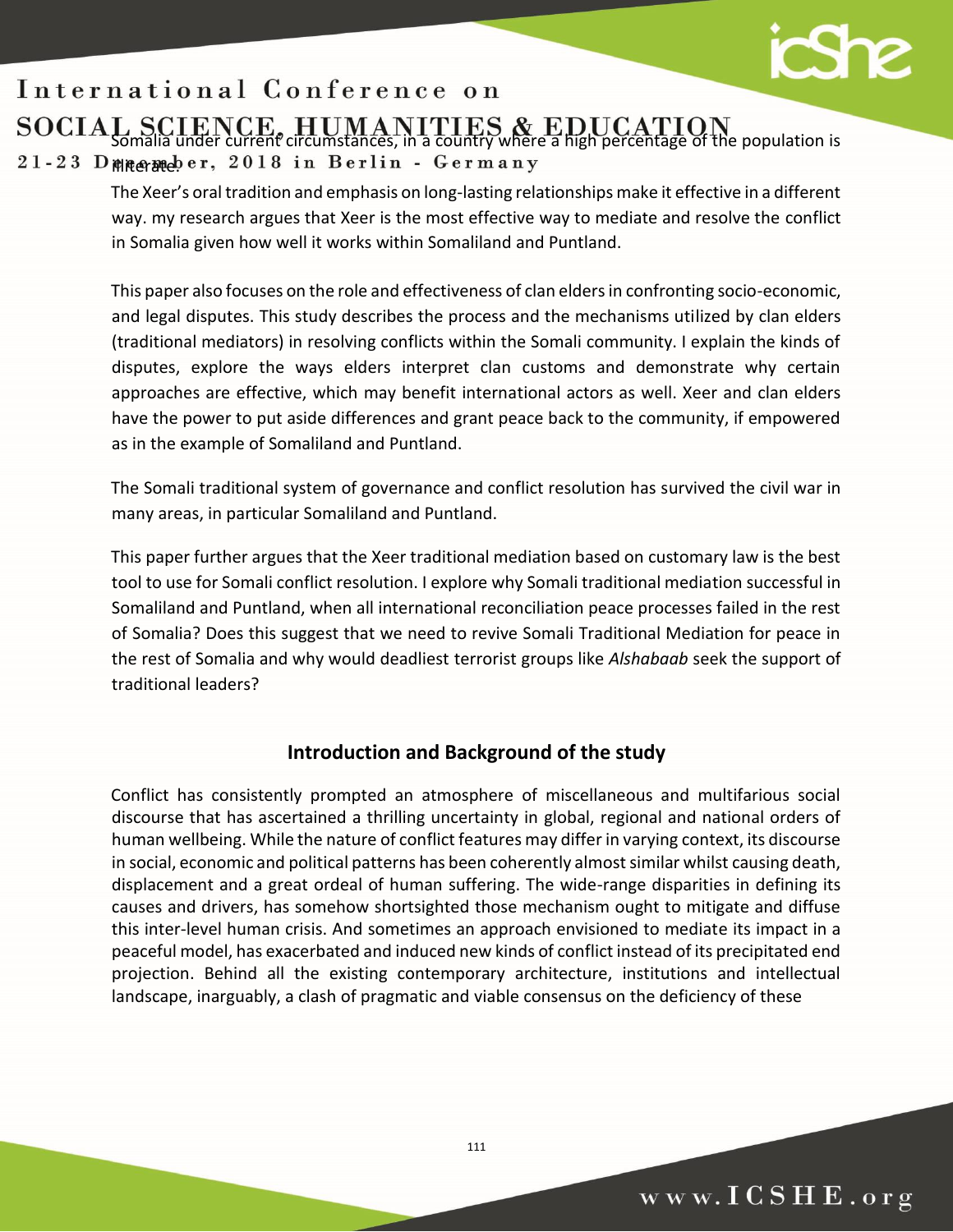Somalia under current circumstances, in a country where a high percentage of the population is illiterate.

The Xeer's oral tradition and emphasis on long-lasting relationships make it effective in a different way. my research argues that Xeer is the most effective way to mediate and resolve the conflict in Somalia given how well it works within Somaliland and Puntland.

This paper also focuses on the role and effectiveness of clan elders in confronting socio-economic, and legal disputes. This study describes the process and the mechanisms utilized by clan elders (traditional mediators) in resolving conflicts within the Somali community. I explain the kinds of disputes, explore the ways elders interpret clan customs and demonstrate why certain approaches are effective, which may benefit international actors as well. Xeer and clan elders have the power to put aside differences and grant peace back to the community, if empowered as in the example of Somaliland and Puntland.

The Somali traditional system of governance and conflict resolution has survived the civil war in many areas, in particular Somaliland and Puntland.

This paper further argues that the Xeer traditional mediation based on customary law is the best tool to use for Somali conflict resolution. I explore why Somali traditional mediation successful in Somaliland and Puntland, when all international reconciliation peace processes failed in the rest of Somalia? Does this suggest that we need to revive Somali Traditional Mediation for peace in the rest of Somalia and why would deadliest terrorist groups like *Alshabaab* seek the support of traditional leaders?

## Introduction and Background of the study

Conflict has consistently prompted an atmosphere of miscellaneous and multifarious social discourse that has ascertained a thrilling uncertainty in global, regional and national orders of human wellbeing. While the nature of conflict features may differ in varying context, its discourse in social, economic and political patterns has been coherently almost similar whilst causing death, displacement and a great ordeal of human suffering. The wide-range disparities in defining its causes and drivers, has somehow shortsighted those mechanism ought to mitigate and diffuse this inter-level human crisis. And sometimes an approach envisioned to mediate its impact in a peaceful model, has exacerbated and induced new kinds of conflict instead of its precipitated end projection. Behind all the existing contemporary architecture, institutions and intellectual landscape, inarguably, a clash of pragmatic and viable consensus on the deficiency of these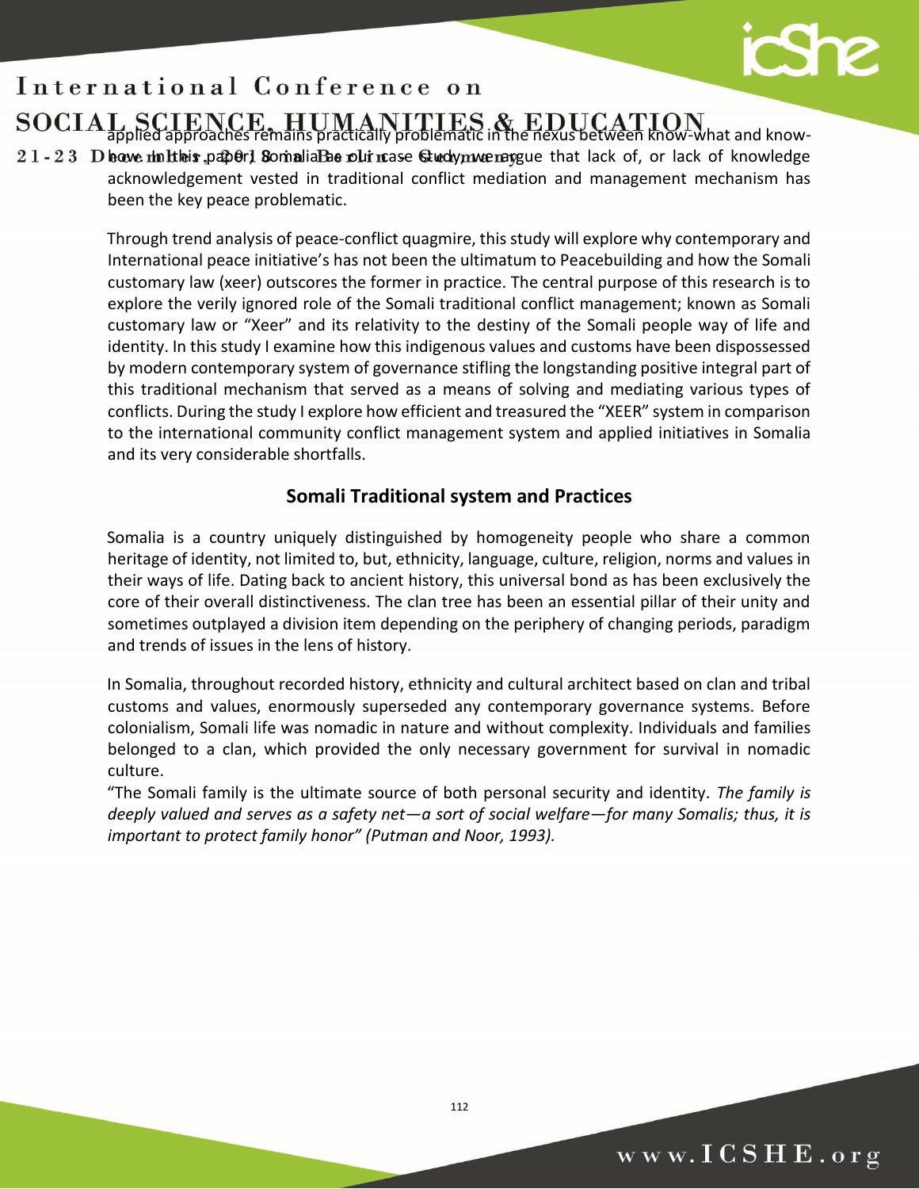applied approaches remains practically problematic in the nexus between know-what and know-how. In this paper, Somalia as our case study, we argue that lack of, or lack of knowledge acknowledgement vested in traditional conflict mediation and management mechanism has been the key peace problematic.

Through trend analysis of peace-conflict quagmire, this study will explore why contemporary and International peace initiative's has not been the ultimatum to Peacebuilding and how the Somali customary law (xeer) outscores the former in practice. The central purpose of this research is to explore the verily ignored role of the Somali traditional conflict management; known as Somali customary law or "Xeer" and its relativity to the destiny of the Somali people way of life and identity. In this study I examine how this indigenous values and customs have been dispossessed by modern contemporary system of governance stifling the longstanding positive integral part of this traditional mechanism that served as a means of solving and mediating various types of conflicts. During the study I explore how efficient and treasured the "XEER" system in comparison to the international community conflict management system and applied initiatives in Somalia and its very considerable shortfalls.

## Somali Traditional system and Practices

Somalia is a country uniquely distinguished by homogeneity people who share a common heritage of identity, not limited to, but, ethnicity, language, culture, religion, norms and values in their ways of life. Dating back to ancient history, this universal bond as has been exclusively the core of their overall distinctiveness. The clan tree has been an essential pillar of their unity and sometimes outplayed a division item depending on the periphery of changing periods, paradigm and trends of issues in the lens of history.

In Somalia, throughout recorded history, ethnicity and cultural architect based on clan and tribal customs and values, enormously superseded any contemporary governance systems. Before colonialism, Somali life was nomadic in nature and without complexity. Individuals and families belonged to a clan, which provided the only necessary government for survival in nomadic culture.

"The Somali family is the ultimate source of both personal security and identity. *The family is deeply valued and serves as a safety net—a sort of social welfare—for many Somalis; thus, it is important to protect family honor" (Putman and Noor, 1993).*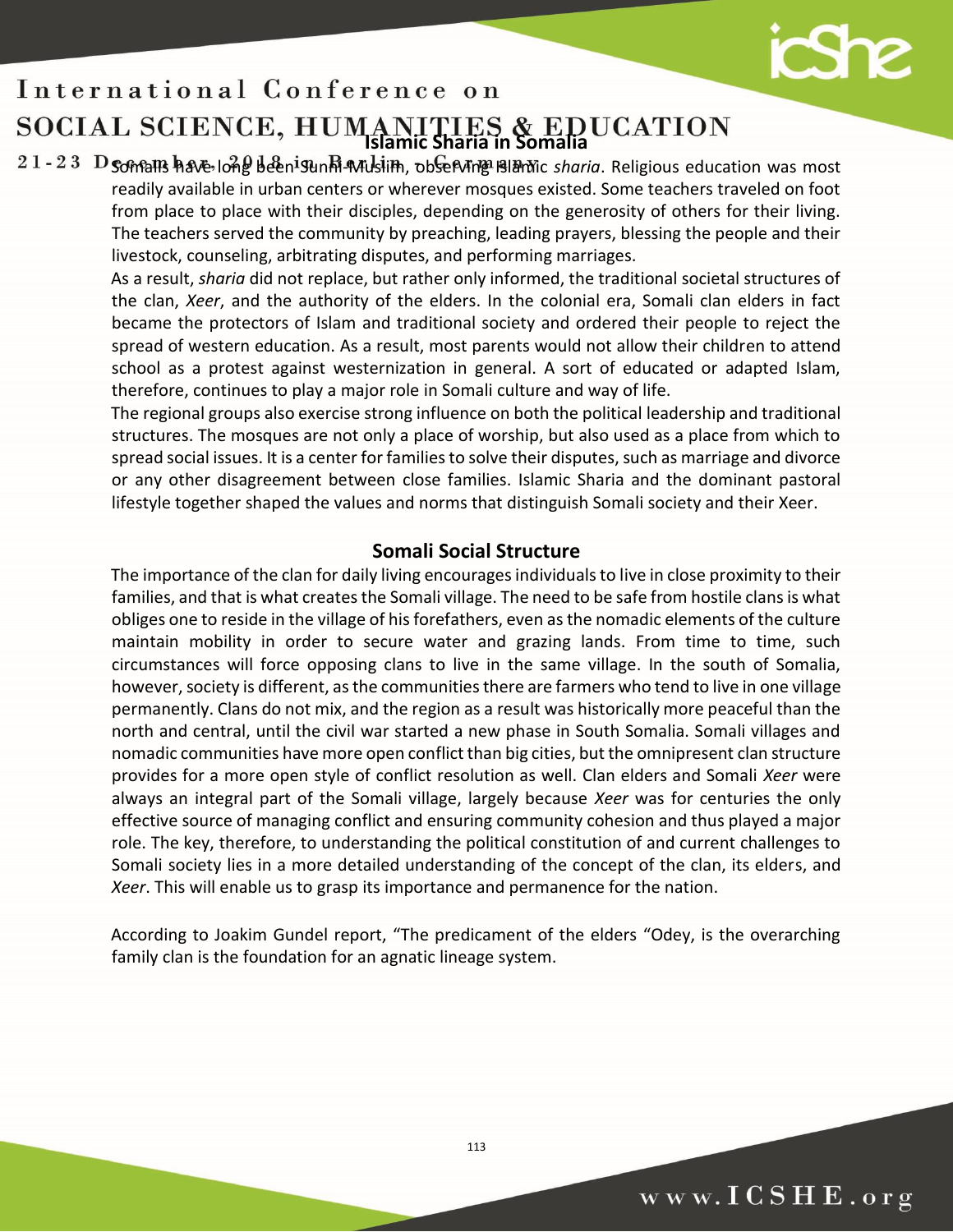### Islamic Sharia in Somalia

Somalis have long been Sunni-Muslim, observing Islamic *sharia*. Religious education was most readily available in urban centers or wherever mosques existed. Some teachers traveled on foot from place to place with their disciples, depending on the generosity of others for their living. The teachers served the community by preaching, leading prayers, blessing the people and their livestock, counseling, arbitrating disputes, and performing marriages.

As a result, *sharia* did not replace, but rather only informed, the traditional societal structures of the clan, *Xeer*, and the authority of the elders. In the colonial era, Somali clan elders in fact became the protectors of Islam and traditional society and ordered their people to reject the spread of western education. As a result, most parents would not allow their children to attend school as a protest against westernization in general. A sort of educated or adapted Islam, therefore, continues to play a major role in Somali culture and way of life.

The regional groups also exercise strong influence on both the political leadership and traditional structures. The mosques are not only a place of worship, but also used as a place from which to spread social issues. It is a center for families to solve their disputes, such as marriage and divorce or any other disagreement between close families. Islamic Sharia and the dominant pastoral lifestyle together shaped the values and norms that distinguish Somali society and their Xeer.

### Somali Social Structure

The importance of the clan for daily living encourages individuals to live in close proximity to their families, and that is what creates the Somali village. The need to be safe from hostile clans is what obliges one to reside in the village of his forefathers, even as the nomadic elements of the culture maintain mobility in order to secure water and grazing lands. From time to time, such circumstances will force opposing clans to live in the same village. In the south of Somalia, however, society is different, as the communities there are farmers who tend to live in one village permanently. Clans do not mix, and the region as a result was historically more peaceful than the north and central, until the civil war started a new phase in South Somalia. Somali villages and nomadic communities have more open conflict than big cities, but the omnipresent clan structure provides for a more open style of conflict resolution as well. Clan elders and Somali *Xeer* were always an integral part of the Somali village, largely because *Xeer* was for centuries the only effective source of managing conflict and ensuring community cohesion and thus played a major role. The key, therefore, to understanding the political constitution of and current challenges to Somali society lies in a more detailed understanding of the concept of the clan, its elders, and *Xeer*. This will enable us to grasp its importance and permanence for the nation.

According to Joakim Gundel report, "The predicament of the elders "Odey, is the overarching family clan is the foundation for an agnatic lineage system.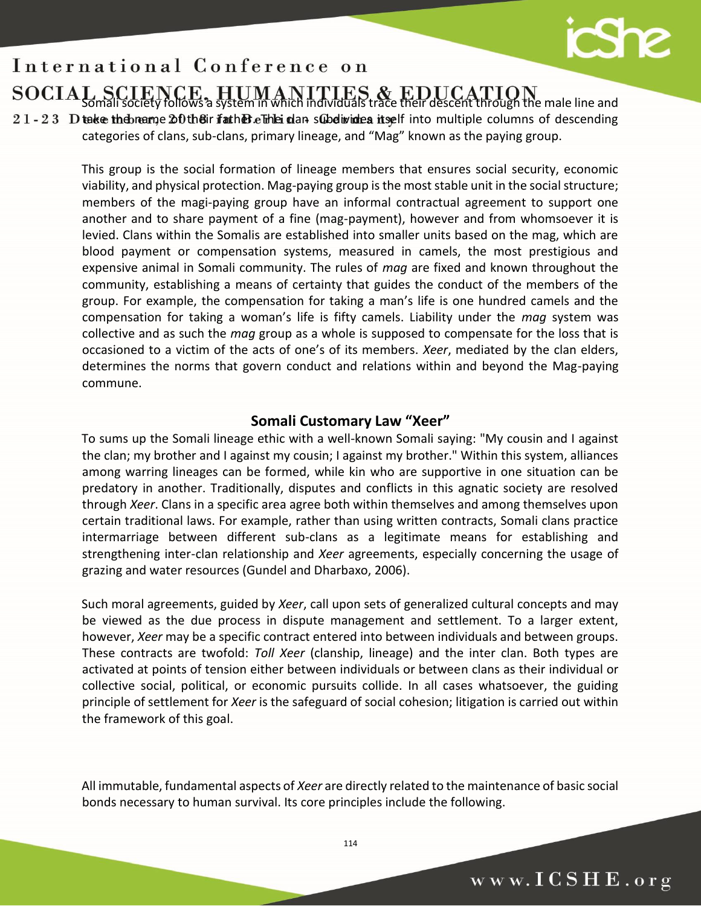Somali society follows a system in which individuals trace their descent through the male line and take the name of their father. The clan subdivides itself into multiple columns of descending categories of clans, sub-clans, primary lineage, and "Mag" known as the paying group.

This group is the social formation of lineage members that ensures social security, economic viability, and physical protection. Mag-paying group is the most stable unit in the social structure; members of the magi-paying group have an informal contractual agreement to support one another and to share payment of a fine (mag-payment), however and from whomsoever it is levied. Clans within the Somalis are established into smaller units based on the mag, which are blood payment or compensation systems, measured in camels, the most prestigious and expensive animal in Somali community. The rules of *mag* are fixed and known throughout the community, establishing a means of certainty that guides the conduct of the members of the group. For example, the compensation for taking a man's life is one hundred camels and the compensation for taking a woman's life is fifty camels. Liability under the *mag* system was collective and as such the *mag* group as a whole is supposed to compensate for the loss that is occasioned to a victim of the acts of one's of its members. *Xeer*, mediated by the clan elders, determines the norms that govern conduct and relations within and beyond the Mag-paying commune.

## Somali Customary Law "Xeer"

To sums up the Somali lineage ethic with a well-known Somali saying: "My cousin and I against the clan; my brother and I against my cousin; I against my brother." Within this system, alliances among warring lineages can be formed, while kin who are supportive in one situation can be predatory in another. Traditionally, disputes and conflicts in this agnatic society are resolved through *Xeer*. Clans in a specific area agree both within themselves and among themselves upon certain traditional laws. For example, rather than using written contracts, Somali clans practice intermarriage between different sub-clans as a legitimate means for establishing and strengthening inter-clan relationship and *Xeer* agreements, especially concerning the usage of grazing and water resources (Gundel and Dharbaxo, 2006).

Such moral agreements, guided by *Xeer*, call upon sets of generalized cultural concepts and may be viewed as the due process in dispute management and settlement. To a larger extent, however, *Xeer* may be a specific contract entered into between individuals and between groups. These contracts are twofold: *Toll Xeer* (clanship, lineage) and the inter clan. Both types are activated at points of tension either between individuals or between clans as their individual or collective social, political, or economic pursuits collide. In all cases whatsoever, the guiding principle of settlement for *Xeer* is the safeguard of social cohesion; litigation is carried out within the framework of this goal.

All immutable, fundamental aspects of *Xeer* are directly related to the maintenance of basic social bonds necessary to human survival. Its core principles include the following.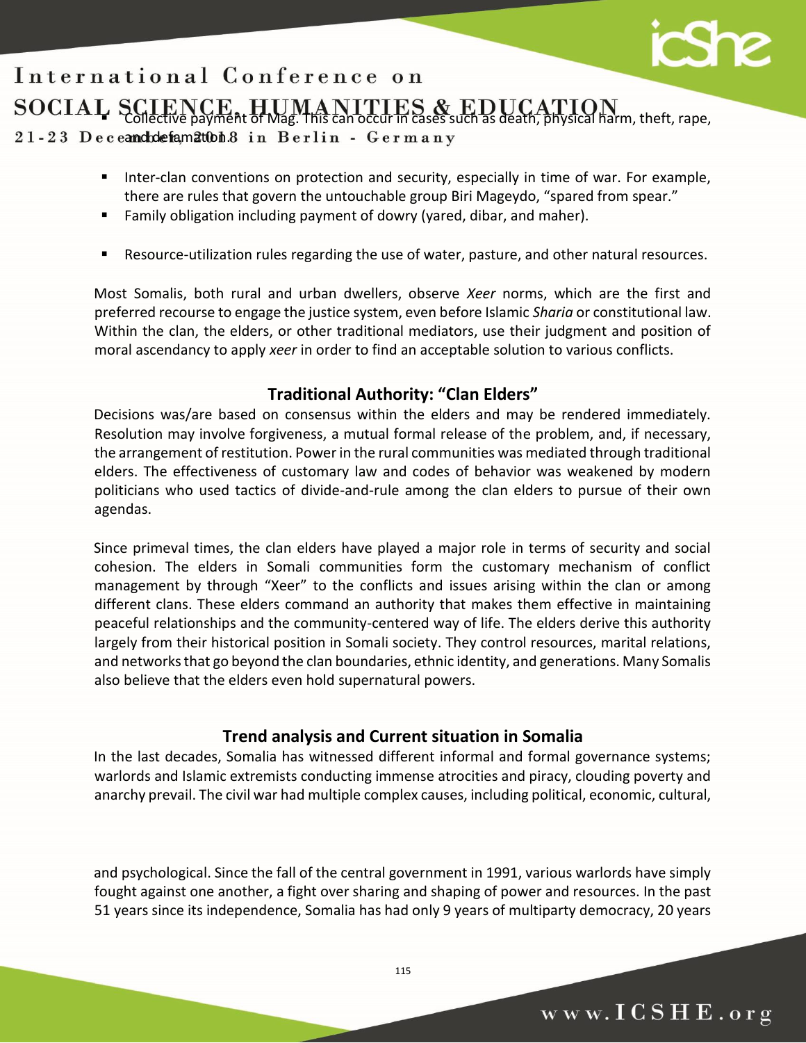- Collective payment of Mag. This can occur in cases such as death, physical harm, theft, rape, and defamation.
- Inter-clan conventions on protection and security, especially in time of war. For example, there are rules that govern the untouchable group Biri Mageydo, "spared from spear."
- Family obligation including payment of dowry (yared, dibar, and maher).
- Resource-utilization rules regarding the use of water, pasture, and other natural resources.

Most Somalis, both rural and urban dwellers, observe *Xeer* norms, which are the first and preferred recourse to engage the justice system, even before Islamic *Sharia* or constitutional law. Within the clan, the elders, or other traditional mediators, use their judgment and position of moral ascendancy to apply *xeer* in order to find an acceptable solution to various conflicts.

## Traditional Authority: "Clan Elders"

Decisions was/are based on consensus within the elders and may be rendered immediately. Resolution may involve forgiveness, a mutual formal release of the problem, and, if necessary, the arrangement of restitution. Power in the rural communities was mediated through traditional elders. The effectiveness of customary law and codes of behavior was weakened by modern politicians who used tactics of divide-and-rule among the clan elders to pursue of their own agendas.

Since primeval times, the clan elders have played a major role in terms of security and social cohesion. The elders in Somali communities form the customary mechanism of conflict management by through "Xeer" to the conflicts and issues arising within the clan or among different clans. These elders command an authority that makes them effective in maintaining peaceful relationships and the community-centered way of life. The elders derive this authority largely from their historical position in Somali society. They control resources, marital relations, and networks that go beyond the clan boundaries, ethnic identity, and generations. Many Somalis also believe that the elders even hold supernatural powers.

## Trend analysis and Current situation in Somalia

In the last decades, Somalia has witnessed different informal and formal governance systems; warlords and Islamic extremists conducting immense atrocities and piracy, clouding poverty and anarchy prevail. The civil war had multiple complex causes, including political, economic, cultural, and psychological. Since the fall of the central government in 1991, various warlords have simply fought against one another, a fight over sharing and shaping of power and resources. In the past 51 years since its independence, Somalia has had only 9 years of multiparty democracy, 20 years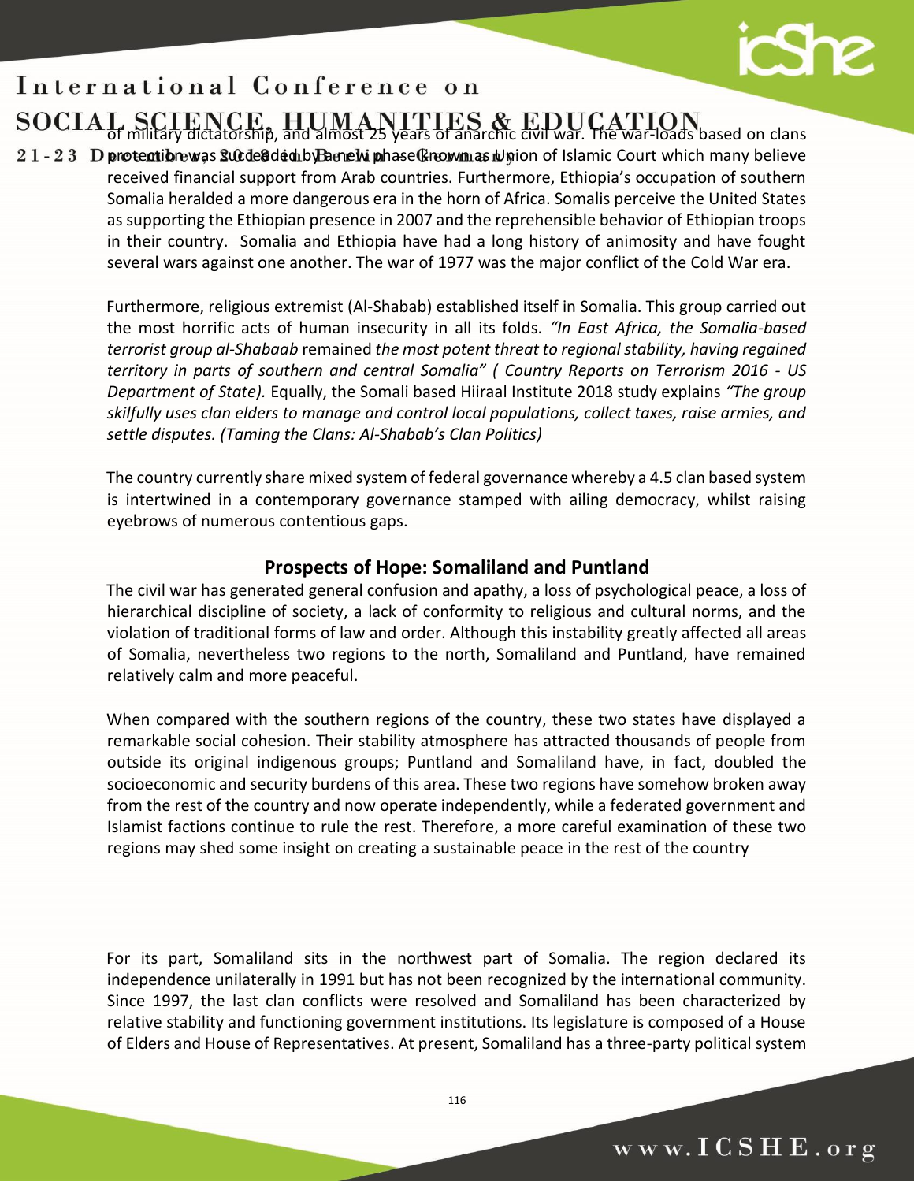of military dictatorship, and almost 25 years of anarchic civil war. The war-loads based on clans protection was succeeded by a new phase known as Union of Islamic Court which many believe received financial support from Arab countries. Furthermore, Ethiopia's occupation of southern Somalia heralded a more dangerous era in the horn of Africa. Somalis perceive the United States as supporting the Ethiopian presence in 2007 and the reprehensible behavior of Ethiopian troops in their country. Somalia and Ethiopia have had a long history of animosity and have fought several wars against one another. The war of 1977 was the major conflict of the Cold War era.

Furthermore, religious extremist (Al-Shabab) established itself in Somalia. This group carried out the most horrific acts of human insecurity in all its folds. *"In East Africa, the Somalia-based terrorist group al-Shabaab* remained *the most potent threat to regional stability, having regained territory in parts of southern and central Somalia" ( Country Reports on Terrorism 2016 - US Department of State).* Equally, the Somali based Hiiraal Institute 2018 study explains *"The group skilfully uses clan elders to manage and control local populations, collect taxes, raise armies, and settle disputes. (Taming the Clans: Al-Shabab's Clan Politics)*

The country currently share mixed system of federal governance whereby a 4.5 clan based system is intertwined in a contemporary governance stamped with ailing democracy, whilst raising eyebrows of numerous contentious gaps.

## Prospects of Hope: Somaliland and Puntland

The civil war has generated general confusion and apathy, a loss of psychological peace, a loss of hierarchical discipline of society, a lack of conformity to religious and cultural norms, and the violation of traditional forms of law and order. Although this instability greatly affected all areas of Somalia, nevertheless two regions to the north, Somaliland and Puntland, have remained relatively calm and more peaceful.

When compared with the southern regions of the country, these two states have displayed a remarkable social cohesion. Their stability atmosphere has attracted thousands of people from outside its original indigenous groups; Puntland and Somaliland have, in fact, doubled the socioeconomic and security burdens of this area. These two regions have somehow broken away from the rest of the country and now operate independently, while a federated government and Islamist factions continue to rule the rest. Therefore, a more careful examination of these two regions may shed some insight on creating a sustainable peace in the rest of the country

For its part, Somaliland sits in the northwest part of Somalia. The region declared its independence unilaterally in 1991 but has not been recognized by the international community. Since 1997, the last clan conflicts were resolved and Somaliland has been characterized by relative stability and functioning government institutions. Its legislature is composed of a House of Elders and House of Representatives. At present, Somaliland has a three-party political system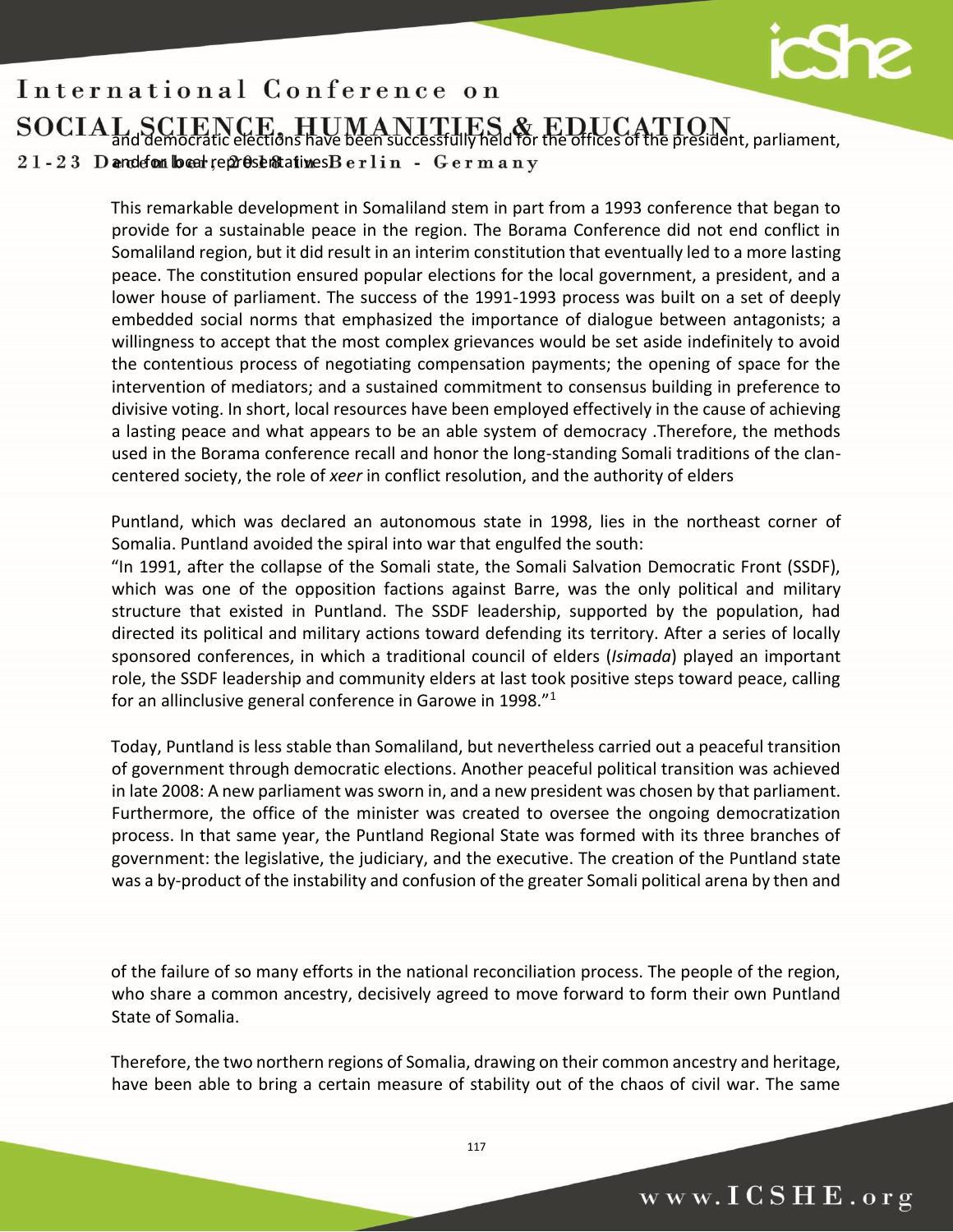and democratic elections have been successfully held for the offices of the president, parliament, and for local representatives.

This remarkable development in Somaliland stem in part from a 1993 conference that began to provide for a sustainable peace in the region. The Borama Conference did not end conflict in Somaliland region, but it did result in an interim constitution that eventually led to a more lasting peace. The constitution ensured popular elections for the local government, a president, and a lower house of parliament. The success of the 1991-1993 process was built on a set of deeply embedded social norms that emphasized the importance of dialogue between antagonists; a willingness to accept that the most complex grievances would be set aside indefinitely to avoid the contentious process of negotiating compensation payments; the opening of space for the intervention of mediators; and a sustained commitment to consensus building in preference to divisive voting. In short, local resources have been employed effectively in the cause of achieving a lasting peace and what appears to be an able system of democracy .Therefore, the methods used in the Borama conference recall and honor the long-standing Somali traditions of the clan-centered society, the role of *xeer* in conflict resolution, and the authority of elders

Puntland, which was declared an autonomous state in 1998, lies in the northeast corner of Somalia. Puntland avoided the spiral into war that engulfed the south:

"In 1991, after the collapse of the Somali state, the Somali Salvation Democratic Front (SSDF), which was one of the opposition factions against Barre, was the only political and military structure that existed in Puntland. The SSDF leadership, supported by the population, had directed its political and military actions toward defending its territory. After a series of locally sponsored conferences, in which a traditional council of elders (*Isimada*) played an important role, the SSDF leadership and community elders at last took positive steps toward peace, calling for an allinclusive general conference in Garowe in 1998."[1]

Today, Puntland is less stable than Somaliland, but nevertheless carried out a peaceful transition of government through democratic elections. Another peaceful political transition was achieved in late 2008: A new parliament was sworn in, and a new president was chosen by that parliament. Furthermore, the office of the minister was created to oversee the ongoing democratization process. In that same year, the Puntland Regional State was formed with its three branches of government: the legislative, the judiciary, and the executive. The creation of the Puntland state was a by-product of the instability and confusion of the greater Somali political arena by then and of the failure of so many efforts in the national reconciliation process. The people of the region, who share a common ancestry, decisively agreed to move forward to form their own Puntland State of Somalia.

Therefore, the two northern regions of Somalia, drawing on their common ancestry and heritage, have been able to bring a certain measure of stability out of the chaos of civil war. The same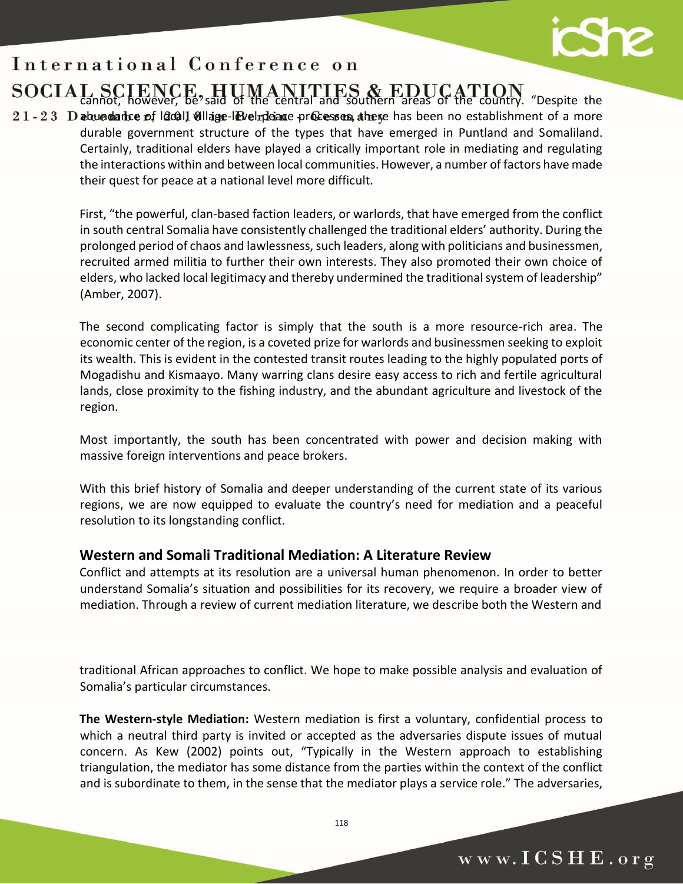cannot, however, be said of the central and southern areas of the country. "Despite the abundance of local, village-level peace processes, there has been no establishment of a more durable government structure of the types that have emerged in Puntland and Somaliland. Certainly, traditional elders have played a critically important role in mediating and regulating the interactions within and between local communities. However, a number of factors have made their quest for peace at a national level more difficult.

First, "the powerful, clan-based faction leaders, or warlords, that have emerged from the conflict in south central Somalia have consistently challenged the traditional elders' authority. During the prolonged period of chaos and lawlessness, such leaders, along with politicians and businessmen, recruited armed militia to further their own interests. They also promoted their own choice of elders, who lacked local legitimacy and thereby undermined the traditional system of leadership" (Amber, 2007).

The second complicating factor is simply that the south is a more resource-rich area. The economic center of the region, is a coveted prize for warlords and businessmen seeking to exploit its wealth. This is evident in the contested transit routes leading to the highly populated ports of Mogadishu and Kismaayo. Many warring clans desire easy access to rich and fertile agricultural lands, close proximity to the fishing industry, and the abundant agriculture and livestock of the region.

Most importantly, the south has been concentrated with power and decision making with massive foreign interventions and peace brokers.

With this brief history of Somalia and deeper understanding of the current state of its various regions, we are now equipped to evaluate the country's need for mediation and a peaceful resolution to its longstanding conflict.

## Western and Somali Traditional Mediation: A Literature Review

Conflict and attempts at its resolution are a universal human phenomenon. In order to better understand Somalia's situation and possibilities for its recovery, we require a broader view of mediation. Through a review of current mediation literature, we describe both the Western and traditional African approaches to conflict. We hope to make possible analysis and evaluation of Somalia's particular circumstances.

**The Western-style Mediation:** Western mediation is first a voluntary, confidential process to which a neutral third party is invited or accepted as the adversaries dispute issues of mutual concern. As Kew (2002) points out, "Typically in the Western approach to establishing triangulation, the mediator has some distance from the parties within the context of the conflict and is subordinate to them, in the sense that the mediator plays a service role." The adversaries,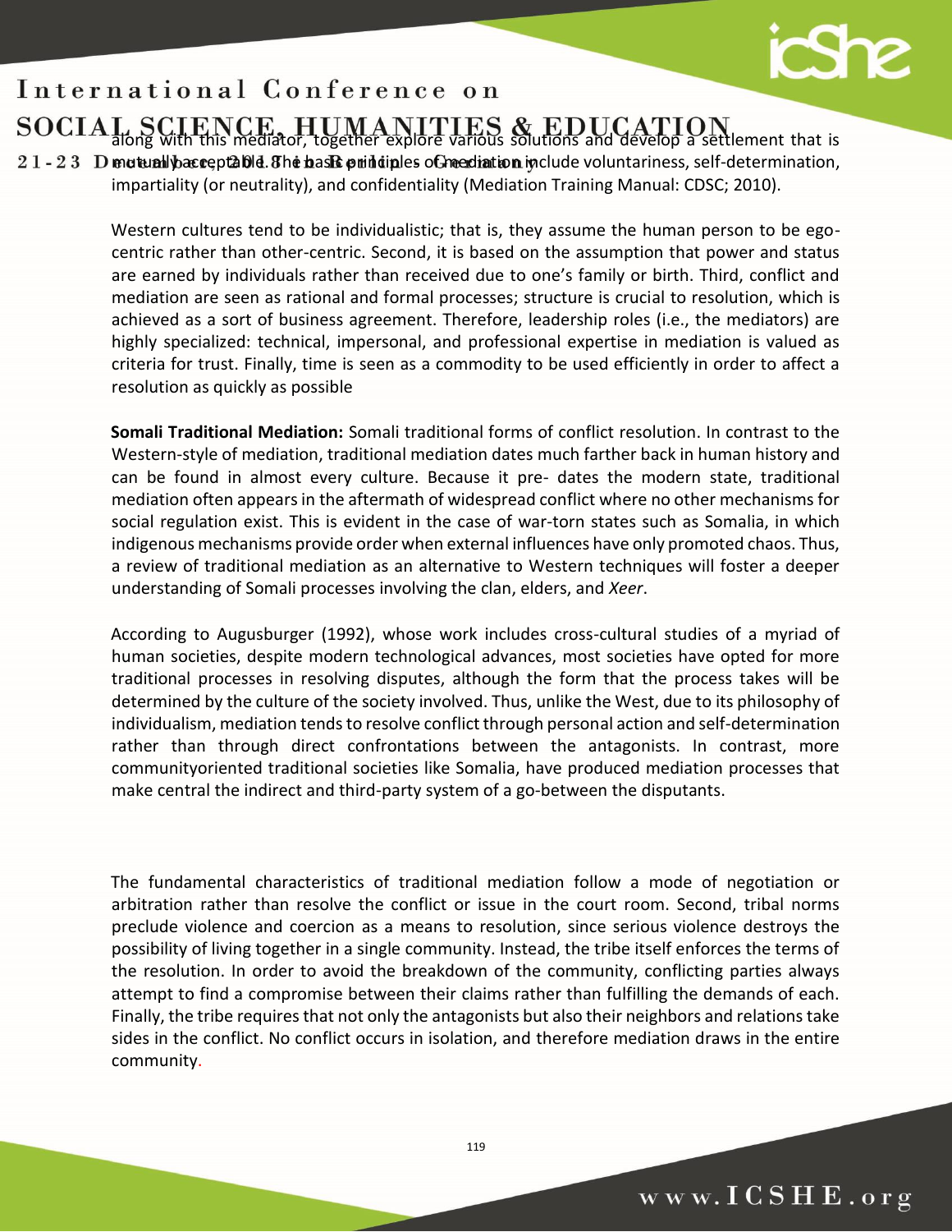along with this mediator, together explore various solutions and develop a settlement that is mutually acceptable. The basic principles of mediation include voluntariness, self-determination, impartiality (or neutrality), and confidentiality (Mediation Training Manual: CDSC; 2010).

Western cultures tend to be individualistic; that is, they assume the human person to be ego-centric rather than other-centric. Second, it is based on the assumption that power and status are earned by individuals rather than received due to one's family or birth. Third, conflict and mediation are seen as rational and formal processes; structure is crucial to resolution, which is achieved as a sort of business agreement. Therefore, leadership roles (i.e., the mediators) are highly specialized: technical, impersonal, and professional expertise in mediation is valued as criteria for trust. Finally, time is seen as a commodity to be used efficiently in order to affect a resolution as quickly as possible

**Somali Traditional Mediation:** Somali traditional forms of conflict resolution. In contrast to the Western-style of mediation, traditional mediation dates much farther back in human history and can be found in almost every culture. Because it pre- dates the modern state, traditional mediation often appears in the aftermath of widespread conflict where no other mechanisms for social regulation exist. This is evident in the case of war-torn states such as Somalia, in which indigenous mechanisms provide order when external influences have only promoted chaos. Thus, a review of traditional mediation as an alternative to Western techniques will foster a deeper understanding of Somali processes involving the clan, elders, and *Xeer*.

According to Augusburger (1992), whose work includes cross-cultural studies of a myriad of human societies, despite modern technological advances, most societies have opted for more traditional processes in resolving disputes, although the form that the process takes will be determined by the culture of the society involved. Thus, unlike the West, due to its philosophy of individualism, mediation tends to resolve conflict through personal action and self-determination rather than through direct confrontations between the antagonists. In contrast, more communityoriented traditional societies like Somalia, have produced mediation processes that make central the indirect and third-party system of a go-between the disputants.

The fundamental characteristics of traditional mediation follow a mode of negotiation or arbitration rather than resolve the conflict or issue in the court room. Second, tribal norms preclude violence and coercion as a means to resolution, since serious violence destroys the possibility of living together in a single community. Instead, the tribe itself enforces the terms of the resolution. In order to avoid the breakdown of the community, conflicting parties always attempt to find a compromise between their claims rather than fulfilling the demands of each. Finally, the tribe requires that not only the antagonists but also their neighbors and relations take sides in the conflict. No conflict occurs in isolation, and therefore mediation draws in the entire community.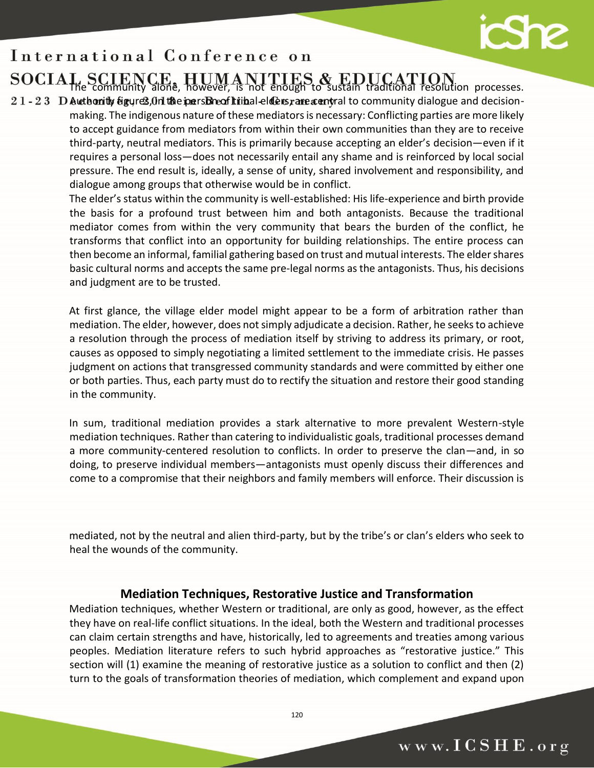The community alone, however, is not enough to sustain traditional resolution processes. Authority figures, in the person of tribal elders, are central to community dialogue and decision-making. The indigenous nature of these mediators is necessary: Conflicting parties are more likely to accept guidance from mediators from within their own communities than they are to receive third-party, neutral mediators. This is primarily because accepting an elder's decision—even if it requires a personal loss—does not necessarily entail any shame and is reinforced by local social pressure. The end result is, ideally, a sense of unity, shared involvement and responsibility, and dialogue among groups that otherwise would be in conflict.

The elder's status within the community is well-established: His life-experience and birth provide the basis for a profound trust between him and both antagonists. Because the traditional mediator comes from within the very community that bears the burden of the conflict, he transforms that conflict into an opportunity for building relationships. The entire process can then become an informal, familial gathering based on trust and mutual interests. The elder shares basic cultural norms and accepts the same pre-legal norms as the antagonists. Thus, his decisions and judgment are to be trusted.

At first glance, the village elder model might appear to be a form of arbitration rather than mediation. The elder, however, does not simply adjudicate a decision. Rather, he seeks to achieve a resolution through the process of mediation itself by striving to address its primary, or root, causes as opposed to simply negotiating a limited settlement to the immediate crisis. He passes judgment on actions that transgressed community standards and were committed by either one or both parties. Thus, each party must do to rectify the situation and restore their good standing in the community.

In sum, traditional mediation provides a stark alternative to more prevalent Western-style mediation techniques. Rather than catering to individualistic goals, traditional processes demand a more community-centered resolution to conflicts. In order to preserve the clan—and, in so doing, to preserve individual members—antagonists must openly discuss their differences and come to a compromise that their neighbors and family members will enforce. Their discussion is mediated, not by the neutral and alien third-party, but by the tribe's or clan's elders who seek to heal the wounds of the community.

## Mediation Techniques, Restorative Justice and Transformation

Mediation techniques, whether Western or traditional, are only as good, however, as the effect they have on real-life conflict situations. In the ideal, both the Western and traditional processes can claim certain strengths and have, historically, led to agreements and treaties among various peoples. Mediation literature refers to such hybrid approaches as "restorative justice." This section will (1) examine the meaning of restorative justice as a solution to conflict and then (2) turn to the goals of transformation theories of mediation, which complement and expand upon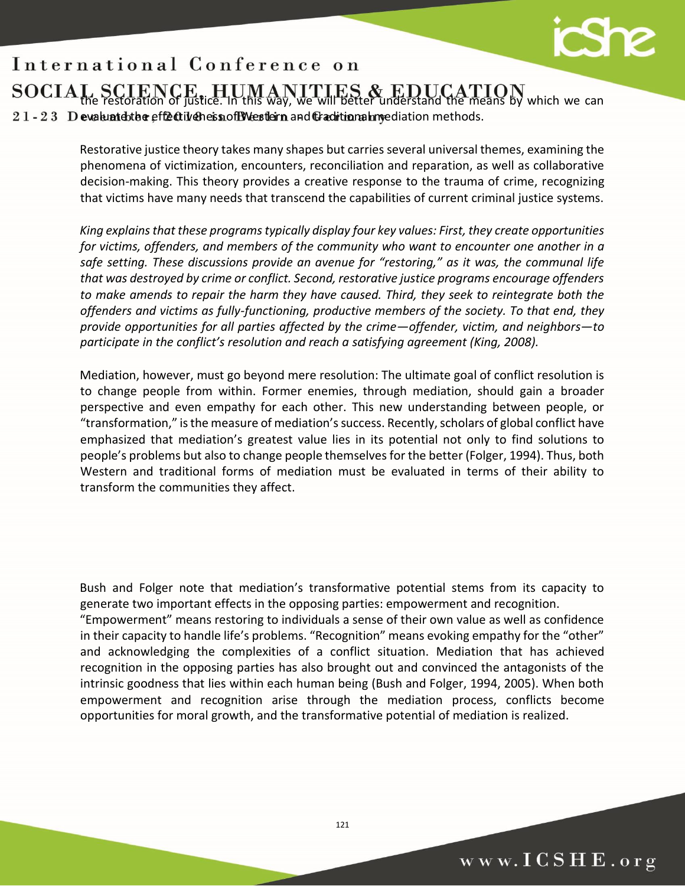the restoration of justice. In this way, we will better understand the means by which we can evaluate the effectiveness of Western and traditional mediation methods.

Restorative justice theory takes many shapes but carries several universal themes, examining the phenomena of victimization, encounters, reconciliation and reparation, as well as collaborative decision-making. This theory provides a creative response to the trauma of crime, recognizing that victims have many needs that transcend the capabilities of current criminal justice systems.

*King explains that these programs typically display four key values: First, they create opportunities for victims, offenders, and members of the community who want to encounter one another in a safe setting. These discussions provide an avenue for "restoring," as it was, the communal life that was destroyed by crime or conflict. Second, restorative justice programs encourage offenders to make amends to repair the harm they have caused. Third, they seek to reintegrate both the offenders and victims as fully-functioning, productive members of the society. To that end, they provide opportunities for all parties affected by the crime—offender, victim, and neighbors—to participate in the conflict's resolution and reach a satisfying agreement (King, 2008).*

Mediation, however, must go beyond mere resolution: The ultimate goal of conflict resolution is to change people from within. Former enemies, through mediation, should gain a broader perspective and even empathy for each other. This new understanding between people, or "transformation," is the measure of mediation's success. Recently, scholars of global conflict have emphasized that mediation's greatest value lies in its potential not only to find solutions to people's problems but also to change people themselves for the better (Folger, 1994). Thus, both Western and traditional forms of mediation must be evaluated in terms of their ability to transform the communities they affect.

Bush and Folger note that mediation's transformative potential stems from its capacity to generate two important effects in the opposing parties: empowerment and recognition. "Empowerment" means restoring to individuals a sense of their own value as well as confidence in their capacity to handle life's problems. "Recognition" means evoking empathy for the "other" and acknowledging the complexities of a conflict situation. Mediation that has achieved recognition in the opposing parties has also brought out and convinced the antagonists of the intrinsic goodness that lies within each human being (Bush and Folger, 1994, 2005). When both empowerment and recognition arise through the mediation process, conflicts become opportunities for moral growth, and the transformative potential of mediation is realized.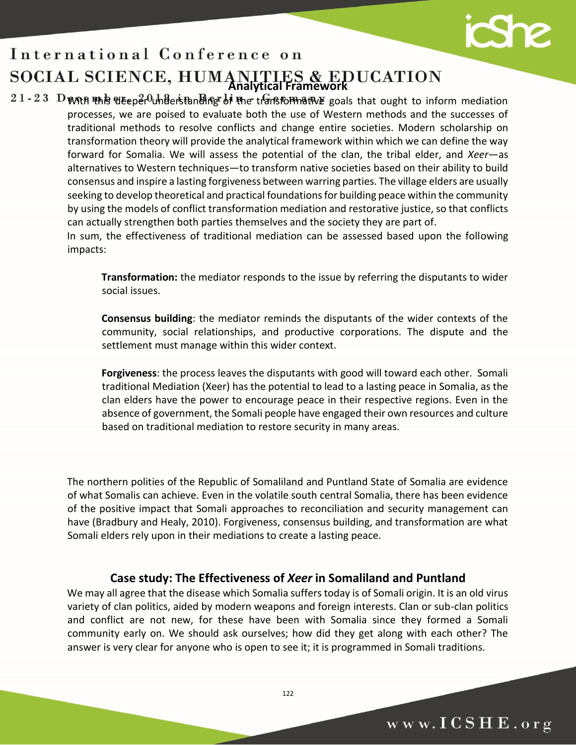## Analytical Framework

With this deeper understanding of the transformative goals that ought to inform mediation processes, we are poised to evaluate both the use of Western methods and the successes of traditional methods to resolve conflicts and change entire societies. Modern scholarship on transformation theory will provide the analytical framework within which we can define the way forward for Somalia. We will assess the potential of the clan, the tribal elder, and *Xeer*—as alternatives to Western techniques—to transform native societies based on their ability to build consensus and inspire a lasting forgiveness between warring parties. The village elders are usually seeking to develop theoretical and practical foundations for building peace within the community by using the models of conflict transformation mediation and restorative justice, so that conflicts can actually strengthen both parties themselves and the society they are part of.

In sum, the effectiveness of traditional mediation can be assessed based upon the following impacts:

**Transformation:** the mediator responds to the issue by referring the disputants to wider social issues.

**Consensus building**: the mediator reminds the disputants of the wider contexts of the community, social relationships, and productive corporations. The dispute and the settlement must manage within this wider context.

**Forgiveness**: the process leaves the disputants with good will toward each other. Somali traditional Mediation (Xeer) has the potential to lead to a lasting peace in Somalia, as the clan elders have the power to encourage peace in their respective regions. Even in the absence of government, the Somali people have engaged their own resources and culture based on traditional mediation to restore security in many areas.

The northern polities of the Republic of Somaliland and Puntland State of Somalia are evidence of what Somalis can achieve. Even in the volatile south central Somalia, there has been evidence of the positive impact that Somali approaches to reconciliation and security management can have (Bradbury and Healy, 2010). Forgiveness, consensus building, and transformation are what Somali elders rely upon in their mediations to create a lasting peace.

## Case study: The Effectiveness of *Xeer* in Somaliland and Puntland

We may all agree that the disease which Somalia suffers today is of Somali origin. It is an old virus variety of clan politics, aided by modern weapons and foreign interests. Clan or sub-clan politics and conflict are not new, for these have been with Somalia since they formed a Somali community early on. We should ask ourselves; how did they get along with each other? The answer is very clear for anyone who is open to see it; it is programmed in Somali traditions.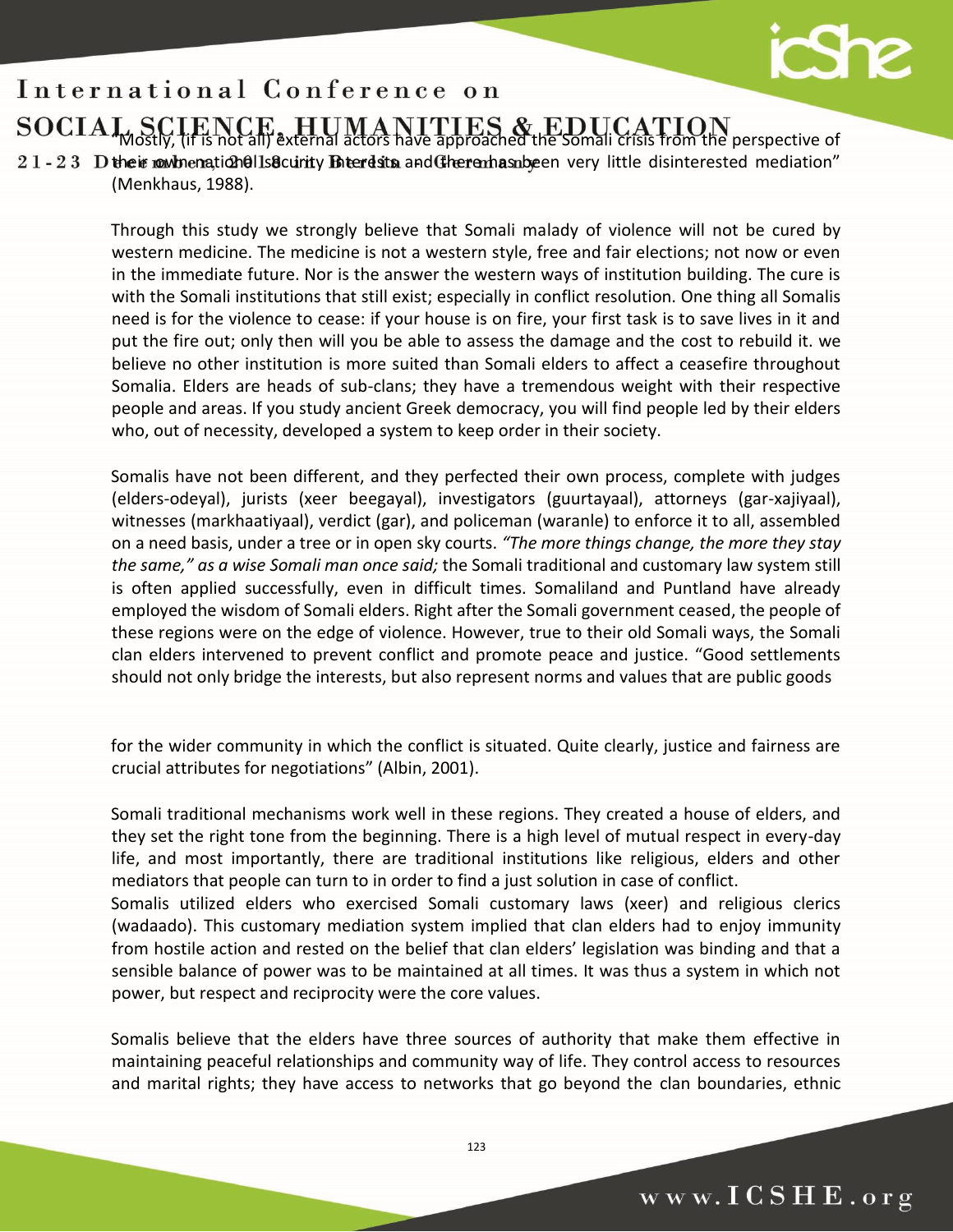"Mostly, (if is not all) external actors have approached the Somali crisis from the perspective of their own national security interests and there has been very little disinterested mediation" (Menkhaus, 1988).

Through this study we strongly believe that Somali malady of violence will not be cured by western medicine. The medicine is not a western style, free and fair elections; not now or even in the immediate future. Nor is the answer the western ways of institution building. The cure is with the Somali institutions that still exist; especially in conflict resolution. One thing all Somalis need is for the violence to cease: if your house is on fire, your first task is to save lives in it and put the fire out; only then will you be able to assess the damage and the cost to rebuild it. we believe no other institution is more suited than Somali elders to affect a ceasefire throughout Somalia. Elders are heads of sub-clans; they have a tremendous weight with their respective people and areas. If you study ancient Greek democracy, you will find people led by their elders who, out of necessity, developed a system to keep order in their society.

Somalis have not been different, and they perfected their own process, complete with judges (elders-odeyal), jurists (xeer beegayal), investigators (guurtayaal), attorneys (gar-xajiyaal), witnesses (markhaatiyaal), verdict (gar), and policeman (waranle) to enforce it to all, assembled on a need basis, under a tree or in open sky courts. *"The more things change, the more they stay the same," as a wise Somali man once said;* the Somali traditional and customary law system still is often applied successfully, even in difficult times. Somaliland and Puntland have already employed the wisdom of Somali elders. Right after the Somali government ceased, the people of these regions were on the edge of violence. However, true to their old Somali ways, the Somali clan elders intervened to prevent conflict and promote peace and justice. "Good settlements should not only bridge the interests, but also represent norms and values that are public goods for the wider community in which the conflict is situated. Quite clearly, justice and fairness are crucial attributes for negotiations" (Albin, 2001).

Somali traditional mechanisms work well in these regions. They created a house of elders, and they set the right tone from the beginning. There is a high level of mutual respect in every-day life, and most importantly, there are traditional institutions like religious, elders and other mediators that people can turn to in order to find a just solution in case of conflict.

Somalis utilized elders who exercised Somali customary laws (xeer) and religious clerics (wadaado). This customary mediation system implied that clan elders had to enjoy immunity from hostile action and rested on the belief that clan elders' legislation was binding and that a sensible balance of power was to be maintained at all times. It was thus a system in which not power, but respect and reciprocity were the core values.

Somalis believe that the elders have three sources of authority that make them effective in maintaining peaceful relationships and community way of life. They control access to resources and marital rights; they have access to networks that go beyond the clan boundaries, ethnic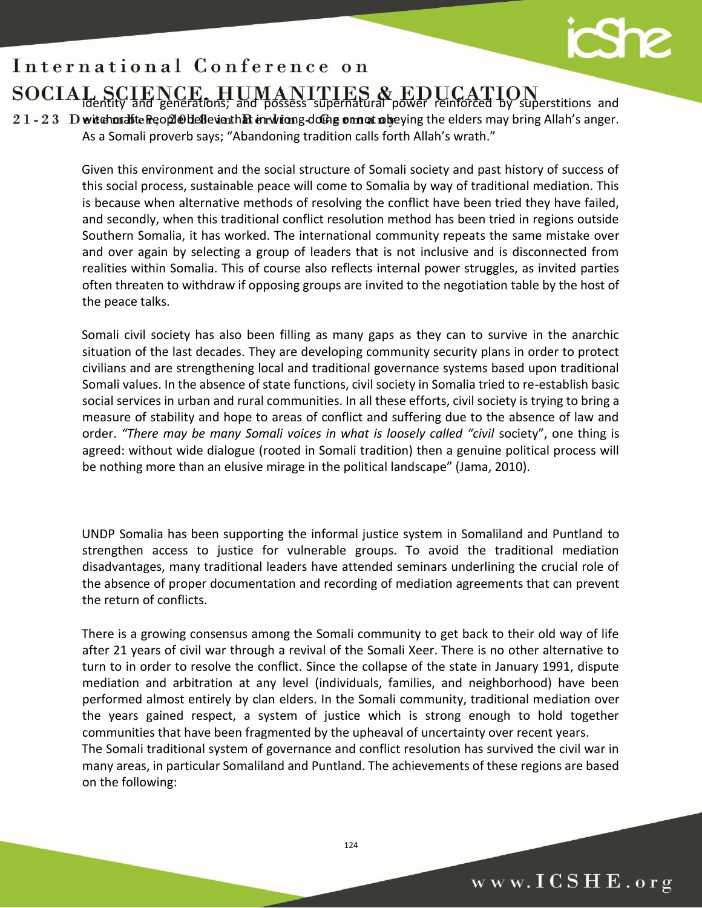identity and generations; and possess supernatural power reinforced by superstitions and witchcraft. People believe that wrong-doing or not obeying the elders may bring Allah's anger. As a Somali proverb says; "Abandoning tradition calls forth Allah's wrath."

Given this environment and the social structure of Somali society and past history of success of this social process, sustainable peace will come to Somalia by way of traditional mediation. This is because when alternative methods of resolving the conflict have been tried they have failed, and secondly, when this traditional conflict resolution method has been tried in regions outside Southern Somalia, it has worked. The international community repeats the same mistake over and over again by selecting a group of leaders that is not inclusive and is disconnected from realities within Somalia. This of course also reflects internal power struggles, as invited parties often threaten to withdraw if opposing groups are invited to the negotiation table by the host of the peace talks.

Somali civil society has also been filling as many gaps as they can to survive in the anarchic situation of the last decades. They are developing community security plans in order to protect civilians and are strengthening local and traditional governance systems based upon traditional Somali values. In the absence of state functions, civil society in Somalia tried to re-establish basic social services in urban and rural communities. In all these efforts, civil society is trying to bring a measure of stability and hope to areas of conflict and suffering due to the absence of law and order. *"There may be many Somali voices in what is loosely called "civil* society", one thing is agreed: without wide dialogue (rooted in Somali tradition) then a genuine political process will be nothing more than an elusive mirage in the political landscape" (Jama, 2010).

UNDP Somalia has been supporting the informal justice system in Somaliland and Puntland to strengthen access to justice for vulnerable groups. To avoid the traditional mediation disadvantages, many traditional leaders have attended seminars underlining the crucial role of the absence of proper documentation and recording of mediation agreements that can prevent the return of conflicts.

There is a growing consensus among the Somali community to get back to their old way of life after 21 years of civil war through a revival of the Somali Xeer. There is no other alternative to turn to in order to resolve the conflict. Since the collapse of the state in January 1991, dispute mediation and arbitration at any level (individuals, families, and neighborhood) have been performed almost entirely by clan elders. In the Somali community, traditional mediation over the years gained respect, a system of justice which is strong enough to hold together communities that have been fragmented by the upheaval of uncertainty over recent years.

The Somali traditional system of governance and conflict resolution has survived the civil war in many areas, in particular Somaliland and Puntland. The achievements of these regions are based on the following: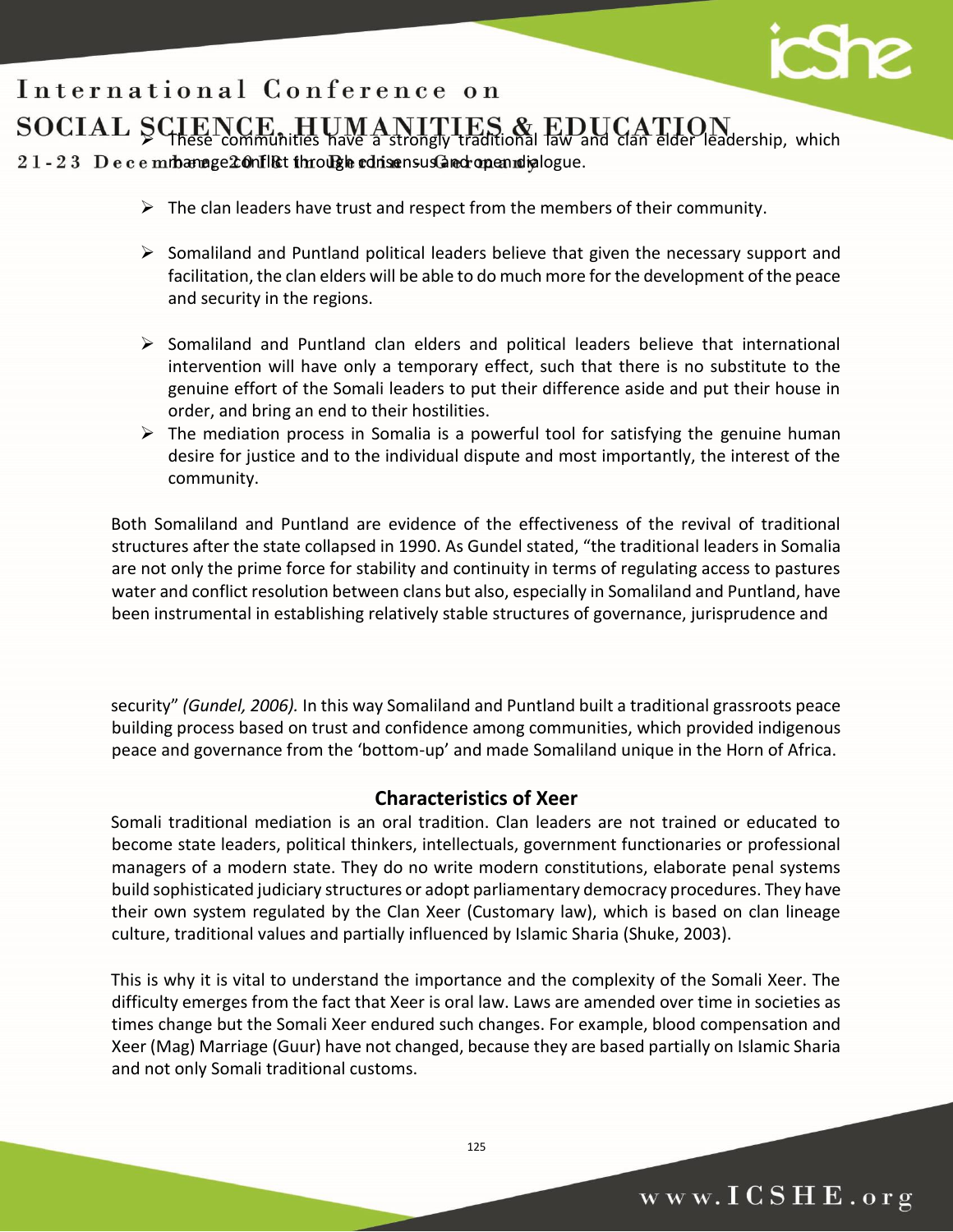- These communities have a strongly traditional law and clan elder leadership, which manage conflict through consensus and open dialogue.
- The clan leaders have trust and respect from the members of their community.
- Somaliland and Puntland political leaders believe that given the necessary support and facilitation, the clan elders will be able to do much more for the development of the peace and security in the regions.
- Somaliland and Puntland clan elders and political leaders believe that international intervention will have only a temporary effect, such that there is no substitute to the genuine effort of the Somali leaders to put their difference aside and put their house in order, and bring an end to their hostilities.
- The mediation process in Somalia is a powerful tool for satisfying the genuine human desire for justice and to the individual dispute and most importantly, the interest of the community.

Both Somaliland and Puntland are evidence of the effectiveness of the revival of traditional structures after the state collapsed in 1990. As Gundel stated, "the traditional leaders in Somalia are not only the prime force for stability and continuity in terms of regulating access to pastures water and conflict resolution between clans but also, especially in Somaliland and Puntland, have been instrumental in establishing relatively stable structures of governance, jurisprudence and security" *(Gundel, 2006).* In this way Somaliland and Puntland built a traditional grassroots peace building process based on trust and confidence among communities, which provided indigenous peace and governance from the 'bottom-up' and made Somaliland unique in the Horn of Africa.

## Characteristics of Xeer

Somali traditional mediation is an oral tradition. Clan leaders are not trained or educated to become state leaders, political thinkers, intellectuals, government functionaries or professional managers of a modern state. They do no write modern constitutions, elaborate penal systems build sophisticated judiciary structures or adopt parliamentary democracy procedures. They have their own system regulated by the Clan Xeer (Customary law), which is based on clan lineage culture, traditional values and partially influenced by Islamic Sharia (Shuke, 2003).

This is why it is vital to understand the importance and the complexity of the Somali Xeer. The difficulty emerges from the fact that Xeer is oral law. Laws are amended over time in societies as times change but the Somali Xeer endured such changes. For example, blood compensation and Xeer (Mag) Marriage (Guur) have not changed, because they are based partially on Islamic Sharia and not only Somali traditional customs.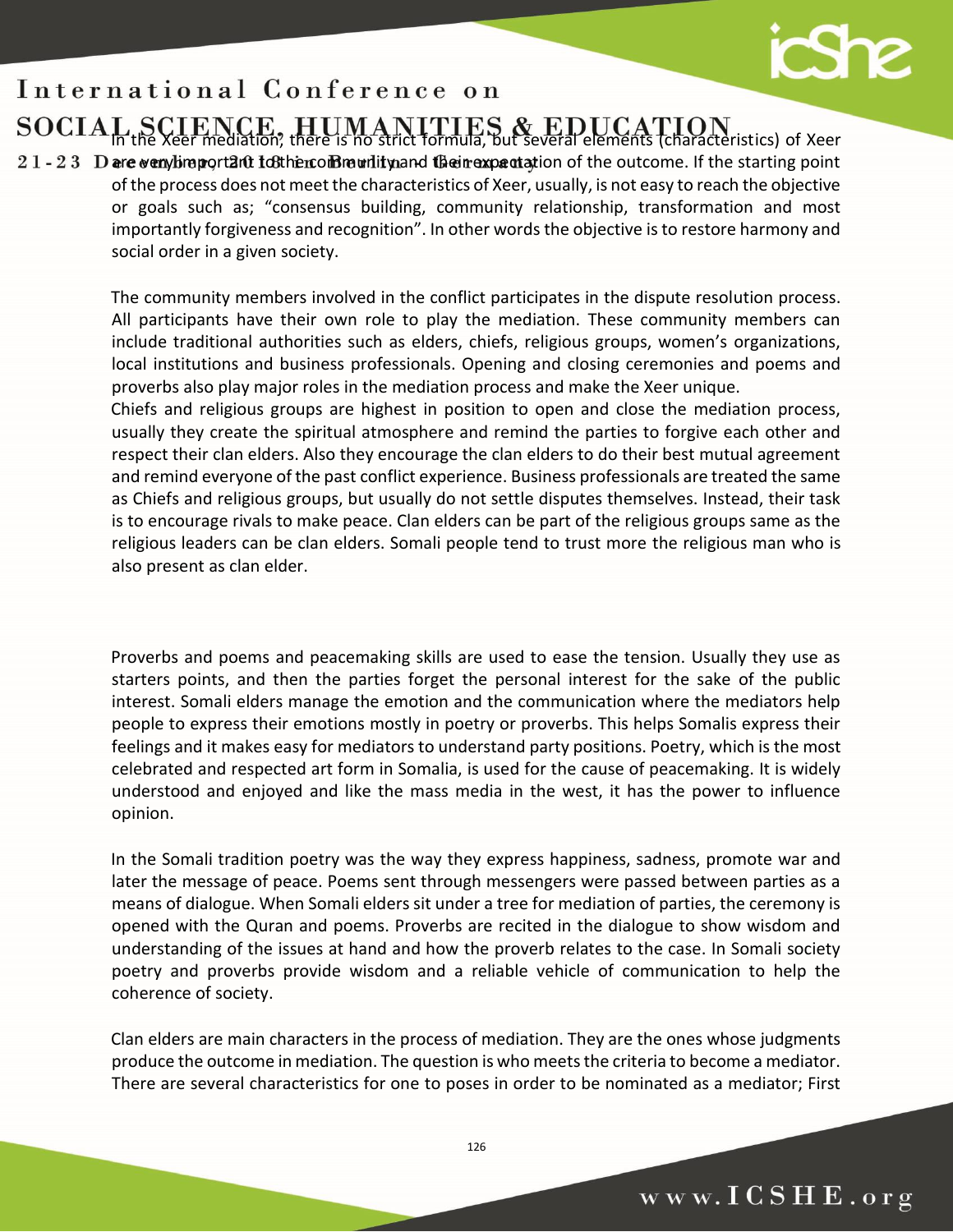In the Xeer mediation, there is no strict formula, but several elements (characteristics) of Xeer are very important to the community and their expectation of the outcome. If the starting point of the process does not meet the characteristics of Xeer, usually, is not easy to reach the objective or goals such as; "consensus building, community relationship, transformation and most importantly forgiveness and recognition". In other words the objective is to restore harmony and social order in a given society.

The community members involved in the conflict participates in the dispute resolution process. All participants have their own role to play the mediation. These community members can include traditional authorities such as elders, chiefs, religious groups, women's organizations, local institutions and business professionals. Opening and closing ceremonies and poems and proverbs also play major roles in the mediation process and make the Xeer unique.

Chiefs and religious groups are highest in position to open and close the mediation process, usually they create the spiritual atmosphere and remind the parties to forgive each other and respect their clan elders. Also they encourage the clan elders to do their best mutual agreement and remind everyone of the past conflict experience. Business professionals are treated the same as Chiefs and religious groups, but usually do not settle disputes themselves. Instead, their task is to encourage rivals to make peace. Clan elders can be part of the religious groups same as the religious leaders can be clan elders. Somali people tend to trust more the religious man who is also present as clan elder.

Proverbs and poems and peacemaking skills are used to ease the tension. Usually they use as starters points, and then the parties forget the personal interest for the sake of the public interest. Somali elders manage the emotion and the communication where the mediators help people to express their emotions mostly in poetry or proverbs. This helps Somalis express their feelings and it makes easy for mediators to understand party positions. Poetry, which is the most celebrated and respected art form in Somalia, is used for the cause of peacemaking. It is widely understood and enjoyed and like the mass media in the west, it has the power to influence opinion.

In the Somali tradition poetry was the way they express happiness, sadness, promote war and later the message of peace. Poems sent through messengers were passed between parties as a means of dialogue. When Somali elders sit under a tree for mediation of parties, the ceremony is opened with the Quran and poems. Proverbs are recited in the dialogue to show wisdom and understanding of the issues at hand and how the proverb relates to the case. In Somali society poetry and proverbs provide wisdom and a reliable vehicle of communication to help the coherence of society.

Clan elders are main characters in the process of mediation. They are the ones whose judgments produce the outcome in mediation. The question is who meets the criteria to become a mediator. There are several characteristics for one to poses in order to be nominated as a mediator; First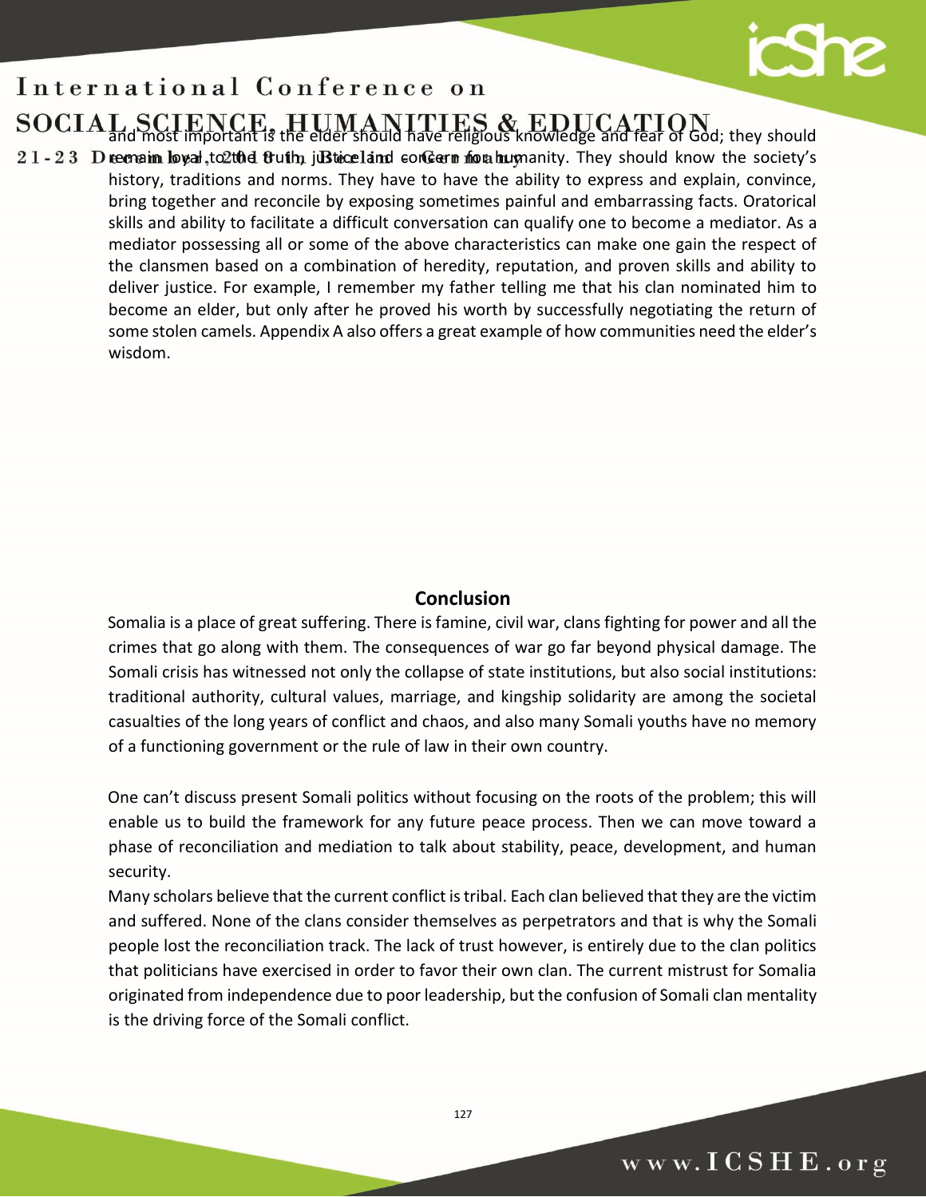and most important is the elder should have religious knowledge and fear of God; they should remain loyal to the truth, justice and concern for humanity. They should know the society's history, traditions and norms. They have to have the ability to express and explain, convince, bring together and reconcile by exposing sometimes painful and embarrassing facts. Oratorical skills and ability to facilitate a difficult conversation can qualify one to become a mediator. As a mediator possessing all or some of the above characteristics can make one gain the respect of the clansmen based on a combination of heredity, reputation, and proven skills and ability to deliver justice. For example, I remember my father telling me that his clan nominated him to become an elder, but only after he proved his worth by successfully negotiating the return of some stolen camels. Appendix A also offers a great example of how communities need the elder's wisdom.

## Conclusion

Somalia is a place of great suffering. There is famine, civil war, clans fighting for power and all the crimes that go along with them. The consequences of war go far beyond physical damage. The Somali crisis has witnessed not only the collapse of state institutions, but also social institutions: traditional authority, cultural values, marriage, and kingship solidarity are among the societal casualties of the long years of conflict and chaos, and also many Somali youths have no memory of a functioning government or the rule of law in their own country.

One can't discuss present Somali politics without focusing on the roots of the problem; this will enable us to build the framework for any future peace process. Then we can move toward a phase of reconciliation and mediation to talk about stability, peace, development, and human security.

Many scholars believe that the current conflict is tribal. Each clan believed that they are the victim and suffered. None of the clans consider themselves as perpetrators and that is why the Somali people lost the reconciliation track. The lack of trust however, is entirely due to the clan politics that politicians have exercised in order to favor their own clan. The current mistrust for Somalia originated from independence due to poor leadership, but the confusion of Somali clan mentality is the driving force of the Somali conflict.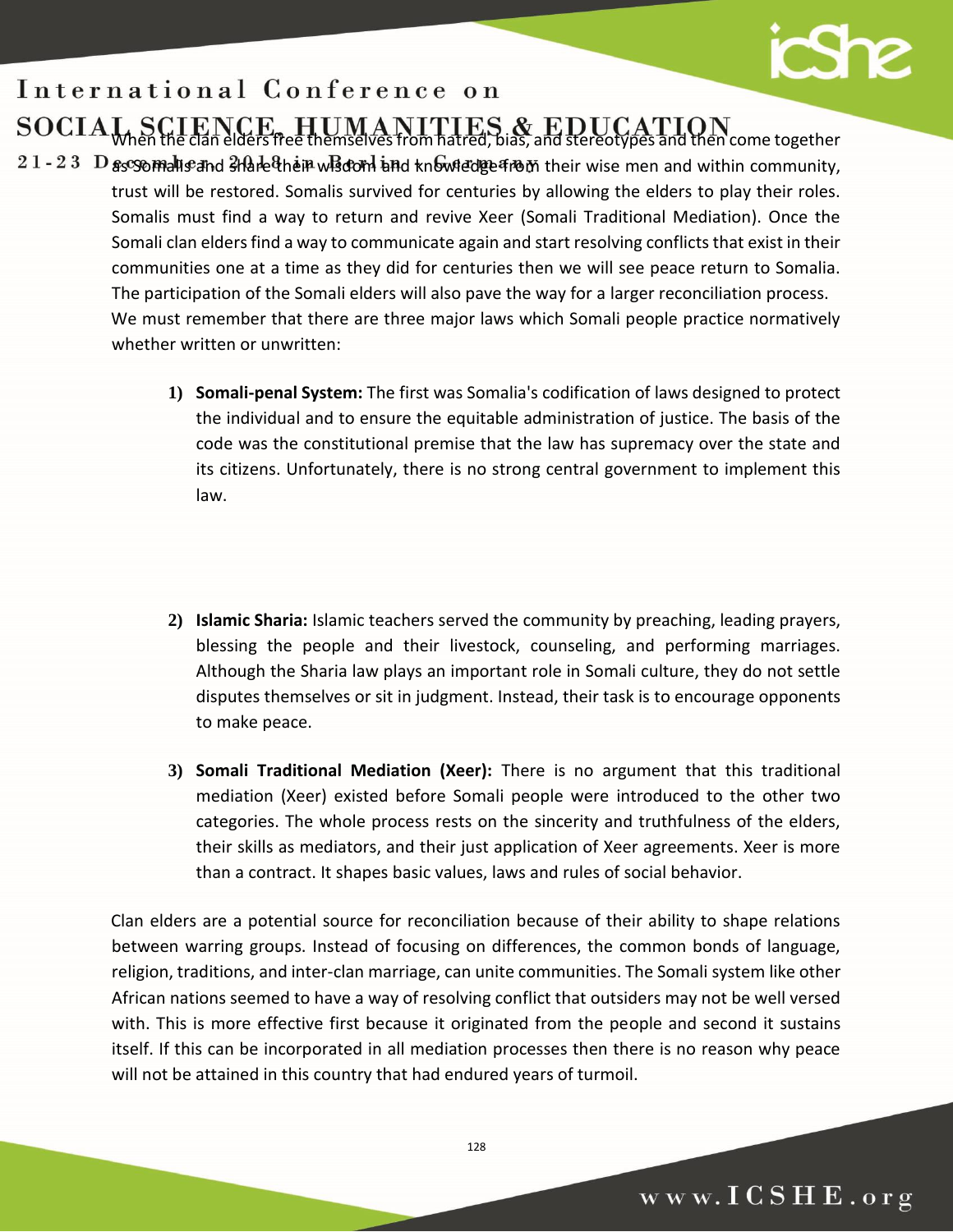When the clan elders free themselves from hatred, bias, and stereotypes and then come together as Somalis and share their wisdom and knowledge from their wise men and within community, trust will be restored. Somalis survived for centuries by allowing the elders to play their roles. Somalis must find a way to return and revive Xeer (Somali Traditional Mediation). Once the Somali clan elders find a way to communicate again and start resolving conflicts that exist in their communities one at a time as they did for centuries then we will see peace return to Somalia. The participation of the Somali elders will also pave the way for a larger reconciliation process. We must remember that there are three major laws which Somali people practice normatively whether written or unwritten:

1) **Somali-penal System:** The first was Somalia's codification of laws designed to protect the individual and to ensure the equitable administration of justice. The basis of the code was the constitutional premise that the law has supremacy over the state and its citizens. Unfortunately, there is no strong central government to implement this law.

2) **Islamic Sharia:** Islamic teachers served the community by preaching, leading prayers, blessing the people and their livestock, counseling, and performing marriages. Although the Sharia law plays an important role in Somali culture, they do not settle disputes themselves or sit in judgment. Instead, their task is to encourage opponents to make peace.

3) **Somali Traditional Mediation (Xeer):** There is no argument that this traditional mediation (Xeer) existed before Somali people were introduced to the other two categories. The whole process rests on the sincerity and truthfulness of the elders, their skills as mediators, and their just application of Xeer agreements. Xeer is more than a contract. It shapes basic values, laws and rules of social behavior.

Clan elders are a potential source for reconciliation because of their ability to shape relations between warring groups. Instead of focusing on differences, the common bonds of language, religion, traditions, and inter-clan marriage, can unite communities. The Somali system like other African nations seemed to have a way of resolving conflict that outsiders may not be well versed with. This is more effective first because it originated from the people and second it sustains itself. If this can be incorporated in all mediation processes then there is no reason why peace will not be attained in this country that had endured years of turmoil.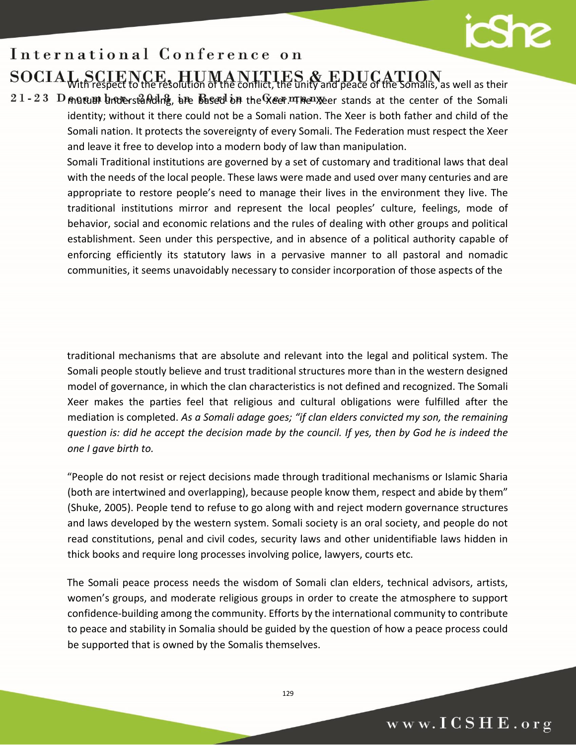With respect to the resolution of the conflict, the unity and peace of the Somalis, as well as their mutual understanding, are based on the Xeer. The Xeer stands at the center of the Somali identity; without it there could not be a Somali nation. The Xeer is both father and child of the Somali nation. It protects the sovereignty of every Somali. The Federation must respect the Xeer and leave it free to develop into a modern body of law than manipulation.

Somali Traditional institutions are governed by a set of customary and traditional laws that deal with the needs of the local people. These laws were made and used over many centuries and are appropriate to restore people's need to manage their lives in the environment they live. The traditional institutions mirror and represent the local peoples' culture, feelings, mode of behavior, social and economic relations and the rules of dealing with other groups and political establishment. Seen under this perspective, and in absence of a political authority capable of enforcing efficiently its statutory laws in a pervasive manner to all pastoral and nomadic communities, it seems unavoidably necessary to consider incorporation of those aspects of the traditional mechanisms that are absolute and relevant into the legal and political system. The Somali people stoutly believe and trust traditional structures more than in the western designed model of governance, in which the clan characteristics is not defined and recognized. The Somali Xeer makes the parties feel that religious and cultural obligations were fulfilled after the mediation is completed. *As a Somali adage goes; "if clan elders convicted my son, the remaining question is: did he accept the decision made by the council. If yes, then by God he is indeed the one I gave birth to.*

"People do not resist or reject decisions made through traditional mechanisms or Islamic Sharia (both are intertwined and overlapping), because people know them, respect and abide by them" (Shuke, 2005). People tend to refuse to go along with and reject modern governance structures and laws developed by the western system. Somali society is an oral society, and people do not read constitutions, penal and civil codes, security laws and other unidentifiable laws hidden in thick books and require long processes involving police, lawyers, courts etc.

The Somali peace process needs the wisdom of Somali clan elders, technical advisors, artists, women's groups, and moderate religious groups in order to create the atmosphere to support confidence-building among the community. Efforts by the international community to contribute to peace and stability in Somalia should be guided by the question of how a peace process could be supported that is owned by the Somalis themselves.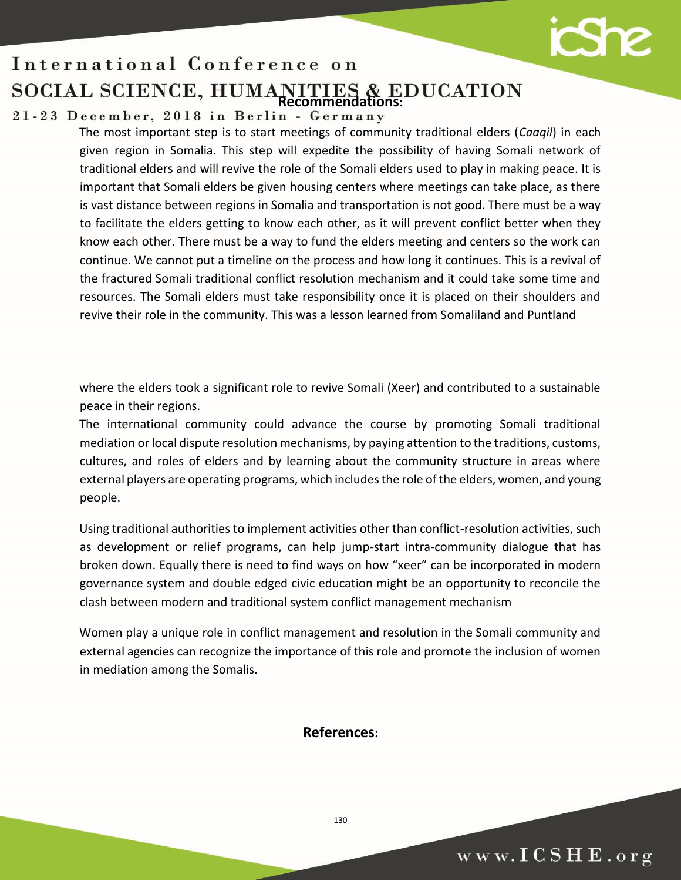## Recommendations:

The most important step is to start meetings of community traditional elders (*Caaqil*) in each given region in Somalia. This step will expedite the possibility of having Somali network of traditional elders and will revive the role of the Somali elders used to play in making peace. It is important that Somali elders be given housing centers where meetings can take place, as there is vast distance between regions in Somalia and transportation is not good. There must be a way to facilitate the elders getting to know each other, as it will prevent conflict better when they know each other. There must be a way to fund the elders meeting and centers so the work can continue. We cannot put a timeline on the process and how long it continues. This is a revival of the fractured Somali traditional conflict resolution mechanism and it could take some time and resources. The Somali elders must take responsibility once it is placed on their shoulders and revive their role in the community. This was a lesson learned from Somaliland and Puntland where the elders took a significant role to revive Somali (Xeer) and contributed to a sustainable peace in their regions.

The international community could advance the course by promoting Somali traditional mediation or local dispute resolution mechanisms, by paying attention to the traditions, customs, cultures, and roles of elders and by learning about the community structure in areas where external players are operating programs, which includes the role of the elders, women, and young people.

Using traditional authorities to implement activities other than conflict-resolution activities, such as development or relief programs, can help jump-start intra-community dialogue that has broken down. Equally there is need to find ways on how "xeer" can be incorporated in modern governance system and double edged civic education might be an opportunity to reconcile the clash between modern and traditional system conflict management mechanism

Women play a unique role in conflict management and resolution in the Somali community and external agencies can recognize the importance of this role and promote the inclusion of women in mediation among the Somalis.

## References: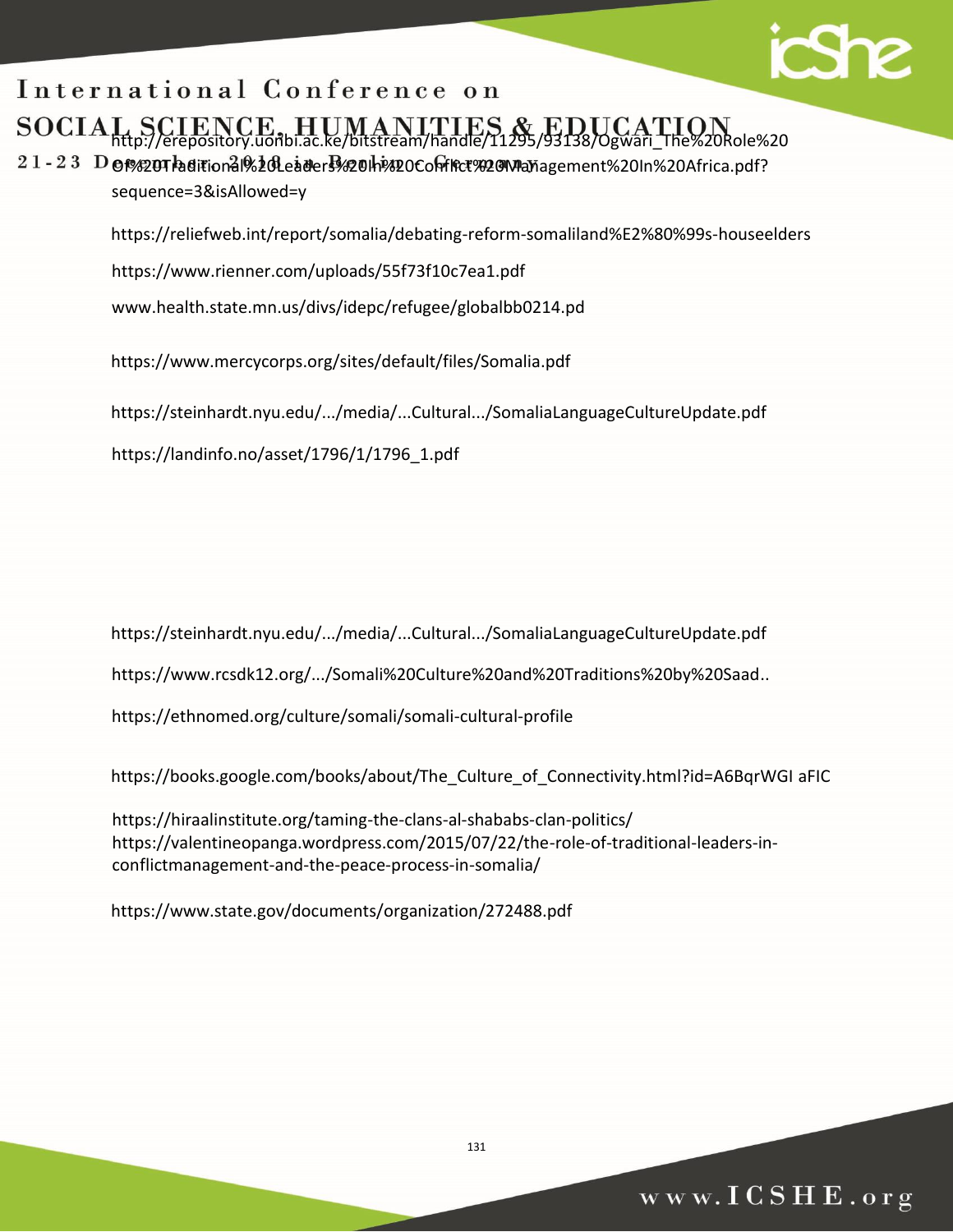http://erepository.uonbi.ac.ke/bitstream/handle/11295/93138/Ogwari_The%20Role%20Of%20Traditional%20Leaders%20In%20Conflict%20Management%20In%20Africa.pdf?sequence=3&isAllowed=y

https://reliefweb.int/report/somalia/debating-reform-somaliland%E2%80%99s-houseelders

https://www.rienner.com/uploads/55f73f10c7ea1.pdf

www.health.state.mn.us/divs/idepc/refugee/globalbb0214.pd

https://www.mercycorps.org/sites/default/files/Somalia.pdf

https://steinhardt.nyu.edu/.../media/...Cultural.../SomaliaLanguageCultureUpdate.pdf

https://landinfo.no/asset/1796/1/1796_1.pdf

https://steinhardt.nyu.edu/.../media/...Cultural.../SomaliaLanguageCultureUpdate.pdf

https://www.rcsdk12.org/.../Somali%20Culture%20and%20Traditions%20by%20Saad..

https://ethnomed.org/culture/somali/somali-cultural-profile

https://books.google.com/books/about/The_Culture_of_Connectivity.html?id=A6BqrWGI aFIC

https://hiraalinstitute.org/taming-the-clans-al-shababs-clan-politics/
https://valentineopanga.wordpress.com/2015/07/22/the-role-of-traditional-leaders-in-conflictmanagement-and-the-peace-process-in-somalia/

https://www.state.gov/documents/organization/272488.pdf